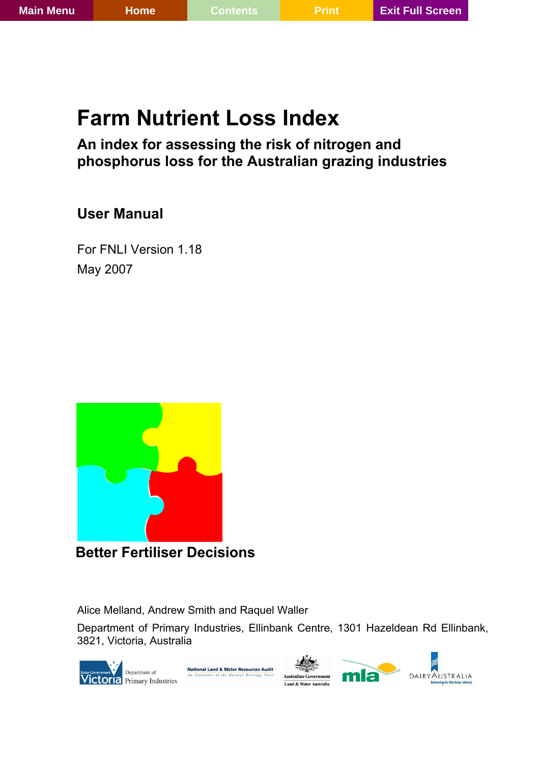Main Menu | Home | Contents | Print | Exit Full Screen

# Farm Nutrient Loss Index

## An index for assessing the risk of nitrogen and phosphorus loss for the Australian grazing industries

### User Manual

For FNLI Version 1.18

May 2007

**Better Fertiliser Decisions**

Alice Melland, Andrew Smith and Raquel Waller

Department of Primary Industries, Ellinbank Centre, 1301 Hazeldean Rd Ellinbank, 3821, Victoria, Australia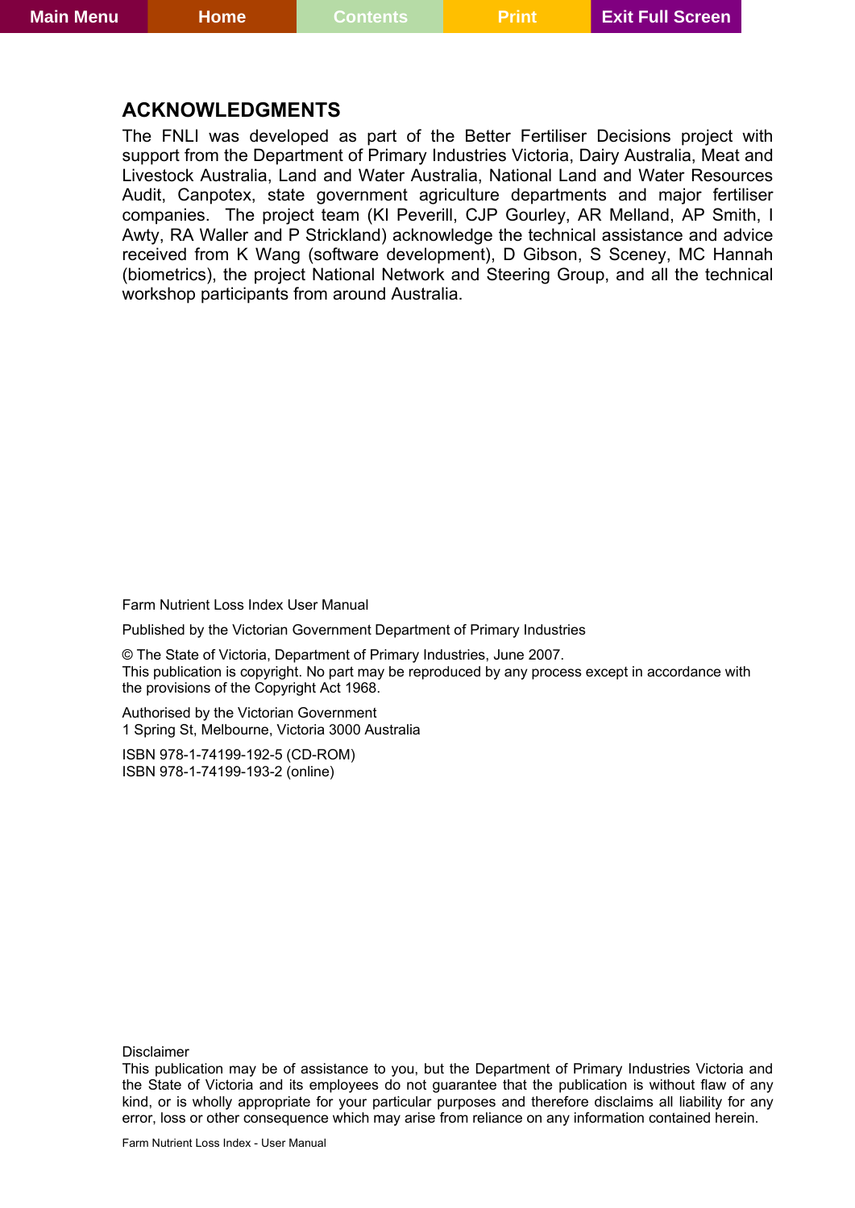## ACKNOWLEDGMENTS

The FNLI was developed as part of the Better Fertiliser Decisions project with support from the Department of Primary Industries Victoria, Dairy Australia, Meat and Livestock Australia, Land and Water Australia, National Land and Water Resources Audit, Canpotex, state government agriculture departments and major fertiliser companies. The project team (KI Peverill, CJP Gourley, AR Melland, AP Smith, I Awty, RA Waller and P Strickland) acknowledge the technical assistance and advice received from K Wang (software development), D Gibson, S Sceney, MC Hannah (biometrics), the project National Network and Steering Group, and all the technical workshop participants from around Australia.

Farm Nutrient Loss Index User Manual

Published by the Victorian Government Department of Primary Industries

© The State of Victoria, Department of Primary Industries, June 2007.
This publication is copyright. No part may be reproduced by any process except in accordance with the provisions of the Copyright Act 1968.

Authorised by the Victorian Government
1 Spring St, Melbourne, Victoria 3000 Australia

ISBN 978-1-74199-192-5 (CD-ROM)
ISBN 978-1-74199-193-2 (online)

Disclaimer
This publication may be of assistance to you, but the Department of Primary Industries Victoria and the State of Victoria and its employees do not guarantee that the publication is without flaw of any kind, or is wholly appropriate for your particular purposes and therefore disclaims all liability for any error, loss or other consequence which may arise from reliance on any information contained herein.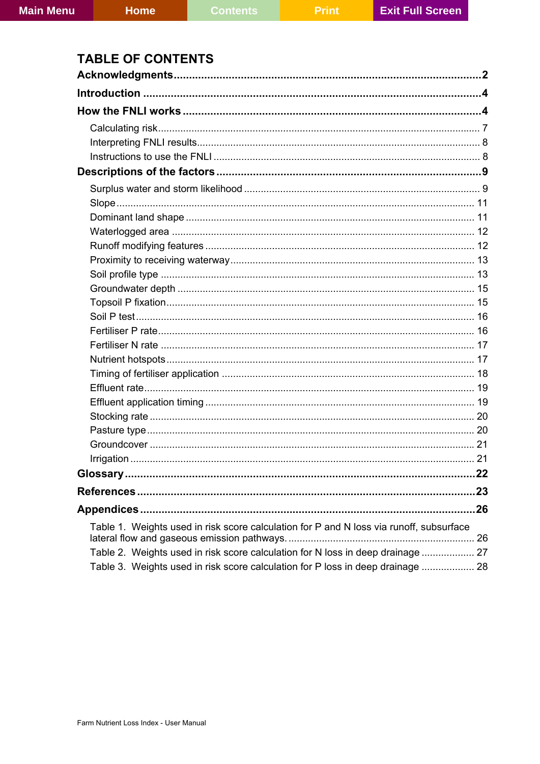# TABLE OF CONTENTS

**Acknowledgments** .......... **2**

**Introduction** .......... **4**

**How the FNLI works** .......... **4**

- Calculating risk .......... 7
- Interpreting FNLI results .......... 8
- Instructions to use the FNLI .......... 8

**Descriptions of the factors** .......... **9**

- Surplus water and storm likelihood .......... 9
- Slope .......... 11
- Dominant land shape .......... 11
- Waterlogged area .......... 12
- Runoff modifying features .......... 12
- Proximity to receiving waterway .......... 13
- Soil profile type .......... 13
- Groundwater depth .......... 15
- Topsoil P fixation .......... 15
- Soil P test .......... 16
- Fertiliser P rate .......... 16
- Fertiliser N rate .......... 17
- Nutrient hotspots .......... 17
- Timing of fertiliser application .......... 18
- Effluent rate .......... 19
- Effluent application timing .......... 19
- Stocking rate .......... 20
- Pasture type .......... 20
- Groundcover .......... 21
- Irrigation .......... 21

**Glossary** .......... **22**

**References** .......... **23**

**Appendices** .......... **26**

- Table 1. Weights used in risk score calculation for P and N loss via runoff, subsurface lateral flow and gaseous emission pathways. .......... 26
- Table 2. Weights used in risk score calculation for N loss in deep drainage .......... 27
- Table 3. Weights used in risk score calculation for P loss in deep drainage .......... 28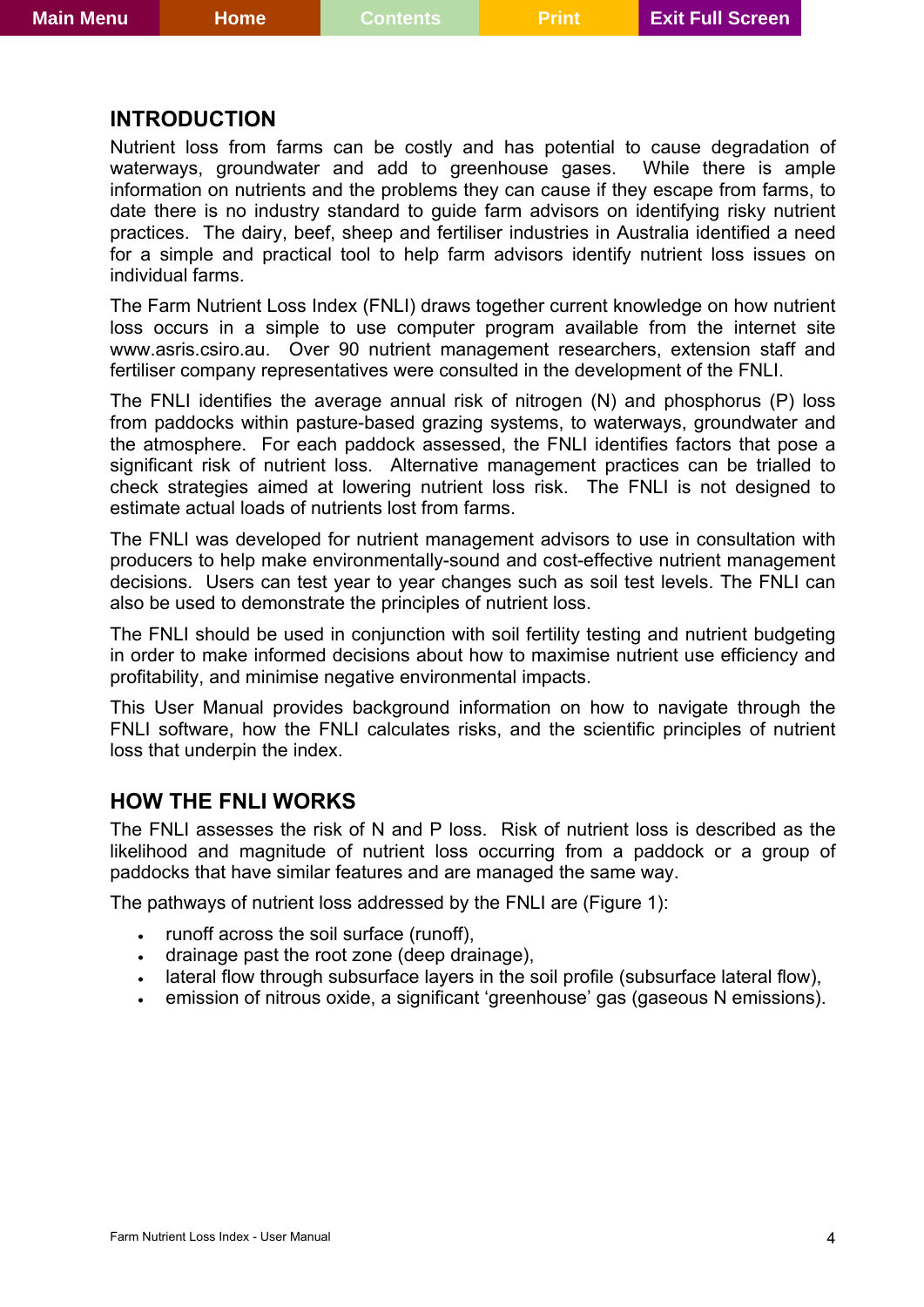## INTRODUCTION

Nutrient loss from farms can be costly and has potential to cause degradation of waterways, groundwater and add to greenhouse gases. While there is ample information on nutrients and the problems they can cause if they escape from farms, to date there is no industry standard to guide farm advisors on identifying risky nutrient practices. The dairy, beef, sheep and fertiliser industries in Australia identified a need for a simple and practical tool to help farm advisors identify nutrient loss issues on individual farms.

The Farm Nutrient Loss Index (FNLI) draws together current knowledge on how nutrient loss occurs in a simple to use computer program available from the internet site www.asris.csiro.au. Over 90 nutrient management researchers, extension staff and fertiliser company representatives were consulted in the development of the FNLI.

The FNLI identifies the average annual risk of nitrogen (N) and phosphorus (P) loss from paddocks within pasture-based grazing systems, to waterways, groundwater and the atmosphere. For each paddock assessed, the FNLI identifies factors that pose a significant risk of nutrient loss. Alternative management practices can be trialled to check strategies aimed at lowering nutrient loss risk. The FNLI is not designed to estimate actual loads of nutrients lost from farms.

The FNLI was developed for nutrient management advisors to use in consultation with producers to help make environmentally-sound and cost-effective nutrient management decisions. Users can test year to year changes such as soil test levels. The FNLI can also be used to demonstrate the principles of nutrient loss.

The FNLI should be used in conjunction with soil fertility testing and nutrient budgeting in order to make informed decisions about how to maximise nutrient use efficiency and profitability, and minimise negative environmental impacts.

This User Manual provides background information on how to navigate through the FNLI software, how the FNLI calculates risks, and the scientific principles of nutrient loss that underpin the index.

## HOW THE FNLI WORKS

The FNLI assesses the risk of N and P loss. Risk of nutrient loss is described as the likelihood and magnitude of nutrient loss occurring from a paddock or a group of paddocks that have similar features and are managed the same way.

The pathways of nutrient loss addressed by the FNLI are (Figure 1):

- runoff across the soil surface (runoff),
- drainage past the root zone (deep drainage),
- lateral flow through subsurface layers in the soil profile (subsurface lateral flow),
- emission of nitrous oxide, a significant ‘greenhouse’ gas (gaseous N emissions).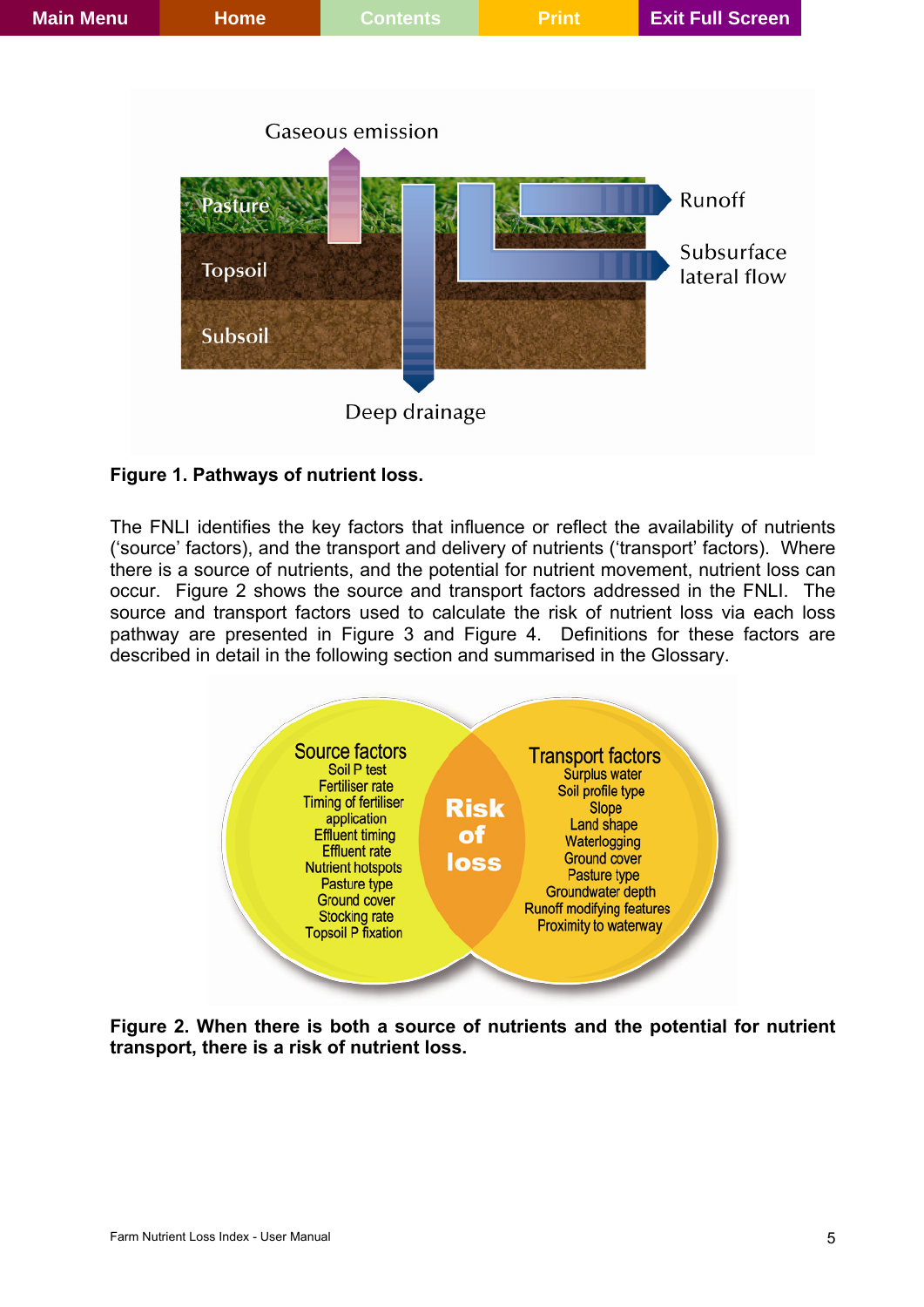Gaseous emission

Pasture

Topsoil

Subsoil

Runoff

Subsurface lateral flow

Deep drainage

**Figure 1. Pathways of nutrient loss.**

The FNLI identifies the key factors that influence or reflect the availability of nutrients ('source' factors), and the transport and delivery of nutrients ('transport' factors). Where there is a source of nutrients, and the potential for nutrient movement, nutrient loss can occur. Figure 2 shows the source and transport factors addressed in the FNLI. The source and transport factors used to calculate the risk of nutrient loss via each loss pathway are presented in Figure 3 and Figure 4. Definitions for these factors are described in detail in the following section and summarised in the Glossary.

Source factors
Soil P test
Fertiliser rate
Timing of fertiliser application
Effluent timing
Effluent rate
Nutrient hotspots
Pasture type
Ground cover
Stocking rate
Topsoil P fixation

Risk of loss

Transport factors
Surplus water
Soil profile type
Slope
Land shape
Waterlogging
Ground cover
Pasture type
Groundwater depth
Runoff modifying features
Proximity to waterway

**Figure 2. When there is both a source of nutrients and the potential for nutrient transport, there is a risk of nutrient loss.**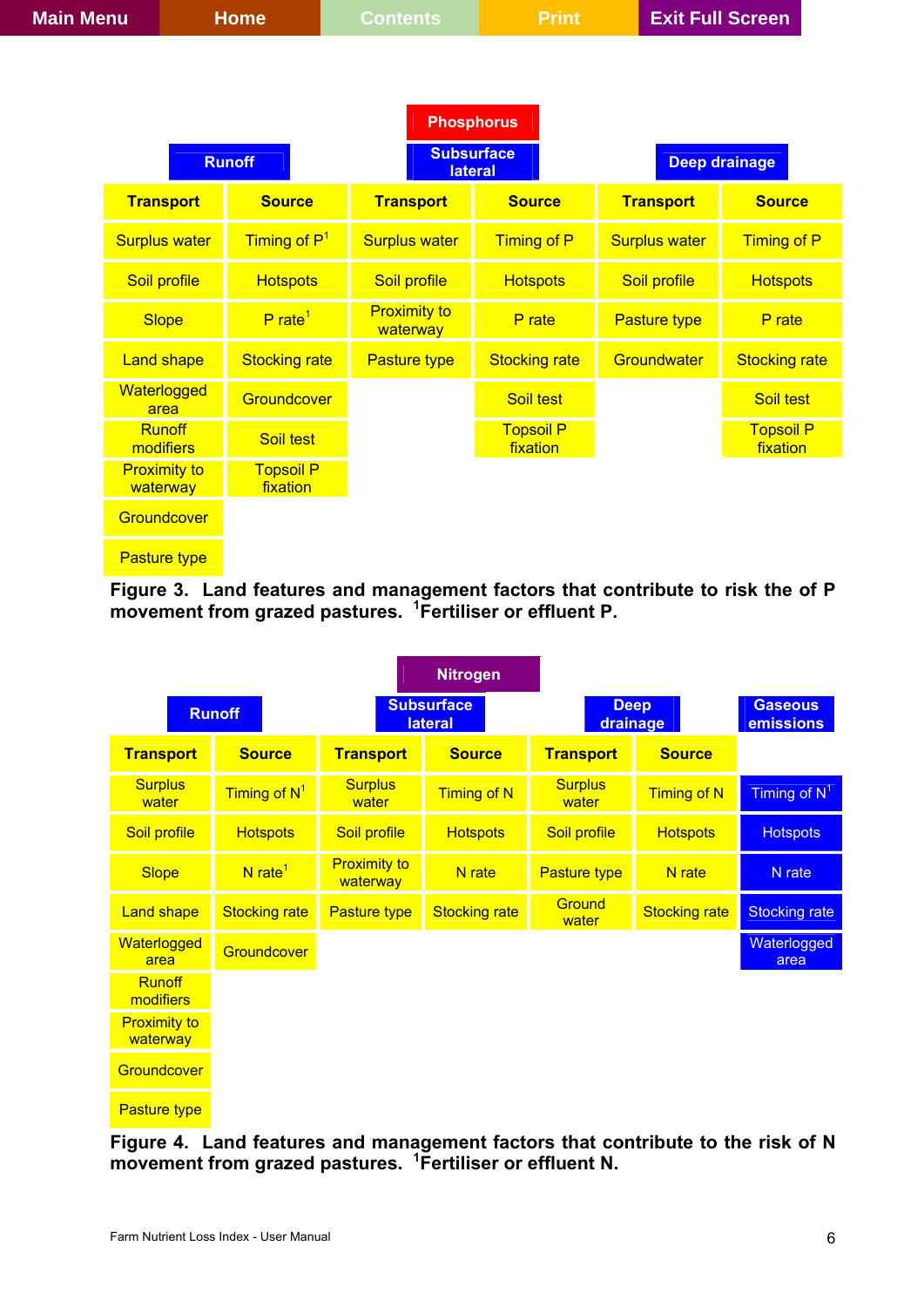| Phosphorus | | | | | |
|---|---|---|---|---|---|
| Runoff | | Subsurface lateral | | Deep drainage | |
| **Transport** | **Source** | **Transport** | **Source** | **Transport** | **Source** |
| Surplus water | Timing of P[1] | Surplus water | Timing of P | Surplus water | Timing of P |
| Soil profile | Hotspots | Soil profile | Hotspots | Soil profile | Hotspots |
| Slope | P rate[1] | Proximity to waterway | P rate | Pasture type | P rate |
| Land shape | Stocking rate | Pasture type | Stocking rate | Groundwater | Stocking rate |
| Waterlogged area | Groundcover | | Soil test | | Soil test |
| Runoff modifiers | Soil test | | Topsoil P fixation | | Topsoil P fixation |
| Proximity to waterway | Topsoil P fixation | | | | |
| Groundcover | | | | | |
| Pasture type | | | | | |

**Figure 3. Land features and management factors that contribute to risk the of P movement from grazed pastures.** [1]**Fertiliser or effluent P.**

| Nitrogen | | | | | | |
|---|---|---|---|---|---|---|
| Runoff | | Subsurface lateral | | Deep drainage | | Gaseous emissions |
| **Transport** | **Source** | **Transport** | **Source** | **Transport** | **Source** | |
| Surplus water | Timing of N[1] | Surplus water | Timing of N | Surplus water | Timing of N | Timing of N[1] |
| Soil profile | Hotspots | Soil profile | Hotspots | Soil profile | Hotspots | Hotspots |
| Slope | N rate[1] | Proximity to waterway | N rate | Pasture type | N rate | N rate |
| Land shape | Stocking rate | Pasture type | Stocking rate | Ground water | Stocking rate | Stocking rate |
| Waterlogged area | Groundcover | | | | | Waterlogged area |
| Runoff modifiers | | | | | | |
| Proximity to waterway | | | | | | |
| Groundcover | | | | | | |
| Pasture type | | | | | | |

**Figure 4. Land features and management factors that contribute to the risk of N movement from grazed pastures.** [1]**Fertiliser or effluent N.**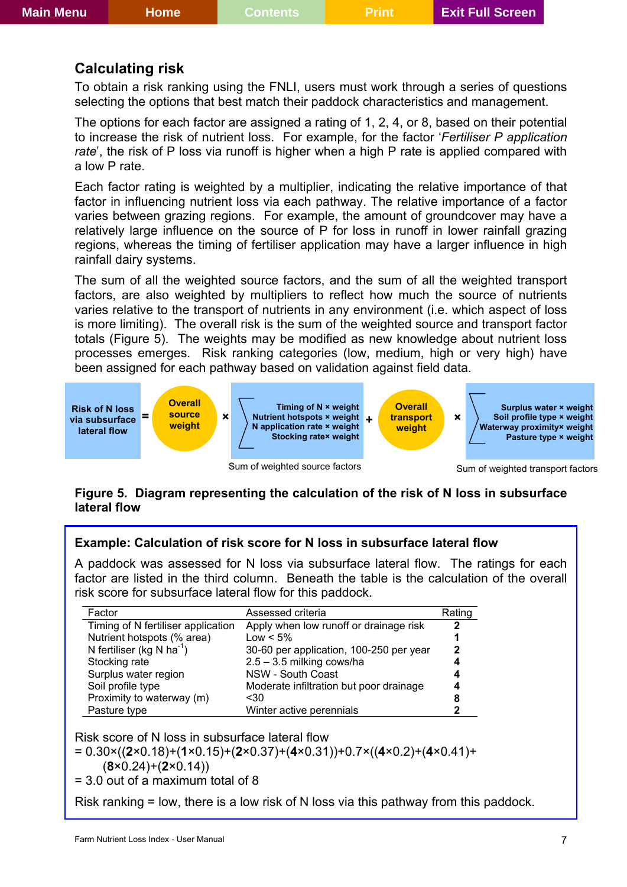## Calculating risk

To obtain a risk ranking using the FNLI, users must work through a series of questions selecting the options that best match their paddock characteristics and management.

The options for each factor are assigned a rating of 1, 2, 4, or 8, based on their potential to increase the risk of nutrient loss. For example, for the factor '*Fertiliser P application rate*', the risk of P loss via runoff is higher when a high P rate is applied compared with a low P rate.

Each factor rating is weighted by a multiplier, indicating the relative importance of that factor in influencing nutrient loss via each pathway. The relative importance of a factor varies between grazing regions. For example, the amount of groundcover may have a relatively large influence on the source of P for loss in runoff in lower rainfall grazing regions, whereas the timing of fertiliser application may have a larger influence in high rainfall dairy systems.

The sum of all the weighted source factors, and the sum of all the weighted transport factors, are also weighted by multipliers to reflect how much the source of nutrients varies relative to the transport of nutrients in any environment (i.e. which aspect of loss is more limiting). The overall risk is the sum of the weighted source and transport factor totals (Figure 5). The weights may be modified as new knowledge about nutrient loss processes emerges. Risk ranking categories (low, medium, high or very high) have been assigned for each pathway based on validation against field data.

**Risk of N loss via subsurface lateral flow** = **Overall source weight** × ∑ (**Timing of N × weight**, **Nutrient hotspots × weight**, **N application rate × weight**, **Stocking rate× weight**) + **Overall transport weight** × ∑ (**Surplus water × weight**, **Soil profile type × weight**, **Waterway proximity× weight**, **Pasture type × weight**)

Sum of weighted source factors — Sum of weighted transport factors

**Figure 5. Diagram representing the calculation of the risk of N loss in subsurface lateral flow**

---

**Example: Calculation of risk score for N loss in subsurface lateral flow**

A paddock was assessed for N loss via subsurface lateral flow. The ratings for each factor are listed in the third column. Beneath the table is the calculation of the overall risk score for subsurface lateral flow for this paddock.

| Factor | Assessed criteria | Rating |
|---|---|---|
| Timing of N fertiliser application | Apply when low runoff or drainage risk | **2** |
| Nutrient hotspots (% area) | Low < 5% | **1** |
| N fertiliser (kg N ha$^{-1}$) | 30-60 per application, 100-250 per year | **2** |
| Stocking rate | 2.5 – 3.5 milking cows/ha | **4** |
| Surplus water region | NSW - South Coast | **4** |
| Soil profile type | Moderate infiltration but poor drainage | **4** |
| Proximity to waterway (m) | <30 | **8** |
| Pasture type | Winter active perennials | **2** |

Risk score of N loss in subsurface lateral flow

$= 0.30\times((\mathbf{2}\times0.18)+(\mathbf{1}\times0.15)+(\mathbf{2}\times0.37)+(\mathbf{4}\times0.31))+0.7\times((\mathbf{4}\times0.2)+(\mathbf{4}\times0.41)+(\mathbf{8}\times0.24)+(\mathbf{2}\times0.14))$

= 3.0 out of a maximum total of 8

Risk ranking = low, there is a low risk of N loss via this pathway from this paddock.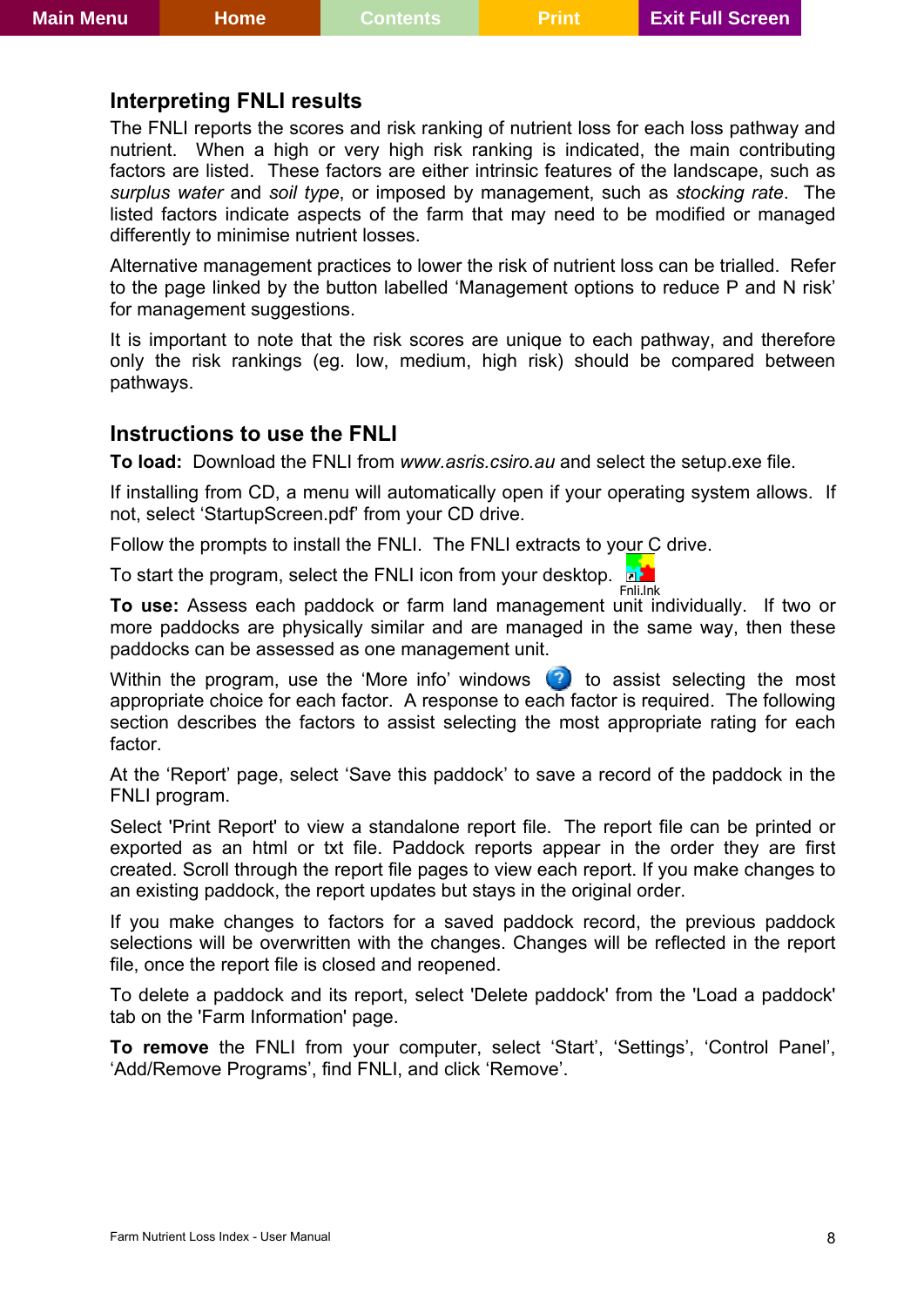## Interpreting FNLI results

The FNLI reports the scores and risk ranking of nutrient loss for each loss pathway and nutrient. When a high or very high risk ranking is indicated, the main contributing factors are listed. These factors are either intrinsic features of the landscape, such as *surplus water* and *soil type*, or imposed by management, such as *stocking rate*. The listed factors indicate aspects of the farm that may need to be modified or managed differently to minimise nutrient losses.

Alternative management practices to lower the risk of nutrient loss can be trialled. Refer to the page linked by the button labelled 'Management options to reduce P and N risk' for management suggestions.

It is important to note that the risk scores are unique to each pathway, and therefore only the risk rankings (eg. low, medium, high risk) should be compared between pathways.

## Instructions to use the FNLI

**To load:** Download the FNLI from *www.asris.csiro.au* and select the setup.exe file.

If installing from CD, a menu will automatically open if your operating system allows. If not, select 'StartupScreen.pdf' from your CD drive.

Follow the prompts to install the FNLI. The FNLI extracts to your C drive.

To start the program, select the FNLI icon from your desktop. Fnli.lnk

**To use:** Assess each paddock or farm land management unit individually. If two or more paddocks are physically similar and are managed in the same way, then these paddocks can be assessed as one management unit.

Within the program, use the 'More info' windows to assist selecting the most appropriate choice for each factor. A response to each factor is required. The following section describes the factors to assist selecting the most appropriate rating for each factor.

At the 'Report' page, select 'Save this paddock' to save a record of the paddock in the FNLI program.

Select 'Print Report' to view a standalone report file. The report file can be printed or exported as an html or txt file. Paddock reports appear in the order they are first created. Scroll through the report file pages to view each report. If you make changes to an existing paddock, the report updates but stays in the original order.

If you make changes to factors for a saved paddock record, the previous paddock selections will be overwritten with the changes. Changes will be reflected in the report file, once the report file is closed and reopened.

To delete a paddock and its report, select 'Delete paddock' from the 'Load a paddock' tab on the 'Farm Information' page.

**To remove** the FNLI from your computer, select 'Start', 'Settings', 'Control Panel', 'Add/Remove Programs', find FNLI, and click 'Remove'.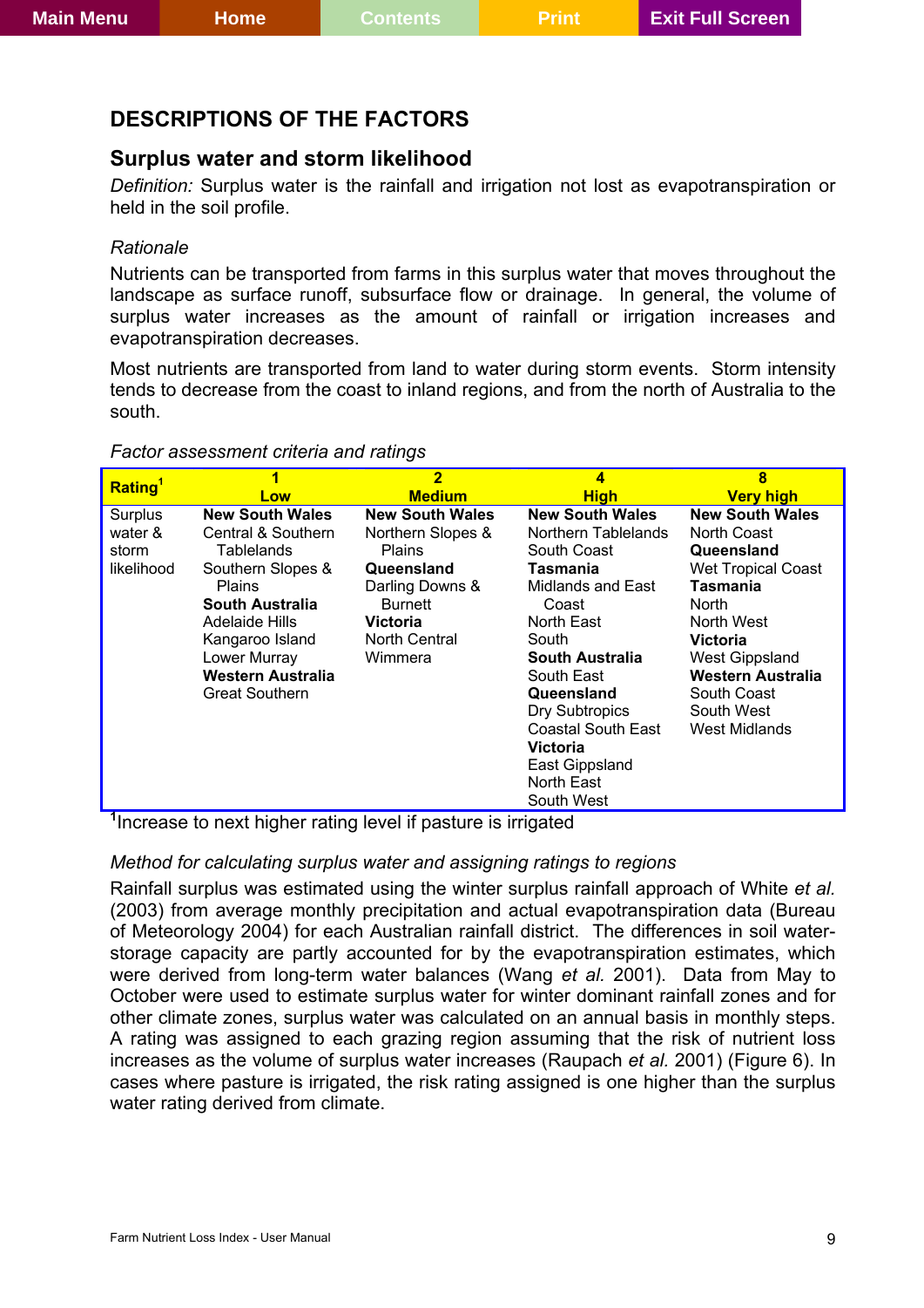# DESCRIPTIONS OF THE FACTORS

## Surplus water and storm likelihood

*Definition:* Surplus water is the rainfall and irrigation not lost as evapotranspiration or held in the soil profile.

*Rationale*

Nutrients can be transported from farms in this surplus water that moves throughout the landscape as surface runoff, subsurface flow or drainage. In general, the volume of surplus water increases as the amount of rainfall or irrigation increases and evapotranspiration decreases.

Most nutrients are transported from land to water during storm events. Storm intensity tends to decrease from the coast to inland regions, and from the north of Australia to the south.

*Factor assessment criteria and ratings*

| **Rating**[1] | **1 Low** | **2 Medium** | **4 High** | **8 Very high** |
|---|---|---|---|---|
| Surplus water & storm likelihood | **New South Wales**<br>Central & Southern Tablelands<br>Southern Slopes & Plains<br>**South Australia**<br>Adelaide Hills<br>Kangaroo Island<br>Lower Murray<br>**Western Australia**<br>Great Southern | **New South Wales**<br>Northern Slopes & Plains<br>**Queensland**<br>Darling Downs & Burnett<br>**Victoria**<br>North Central<br>Wimmera | **New South Wales**<br>Northern Tablelands<br>South Coast<br>**Tasmania**<br>Midlands and East Coast<br>North East<br>South<br>**South Australia**<br>South East<br>**Queensland**<br>Dry Subtropics<br>Coastal South East<br>**Victoria**<br>East Gippsland<br>North East<br>South West | **New South Wales**<br>North Coast<br>**Queensland**<br>Wet Tropical Coast<br>**Tasmania**<br>North<br>North West<br>**Victoria**<br>West Gippsland<br>**Western Australia**<br>South Coast<br>South West<br>West Midlands |

[1]Increase to next higher rating level if pasture is irrigated

*Method for calculating surplus water and assigning ratings to regions*

Rainfall surplus was estimated using the winter surplus rainfall approach of White *et al.* (2003) from average monthly precipitation and actual evapotranspiration data (Bureau of Meteorology 2004) for each Australian rainfall district. The differences in soil water-storage capacity are partly accounted for by the evapotranspiration estimates, which were derived from long-term water balances (Wang *et al.* 2001). Data from May to October were used to estimate surplus water for winter dominant rainfall zones and for other climate zones, surplus water was calculated on an annual basis in monthly steps. A rating was assigned to each grazing region assuming that the risk of nutrient loss increases as the volume of surplus water increases (Raupach *et al.* 2001) (Figure 6). In cases where pasture is irrigated, the risk rating assigned is one higher than the surplus water rating derived from climate.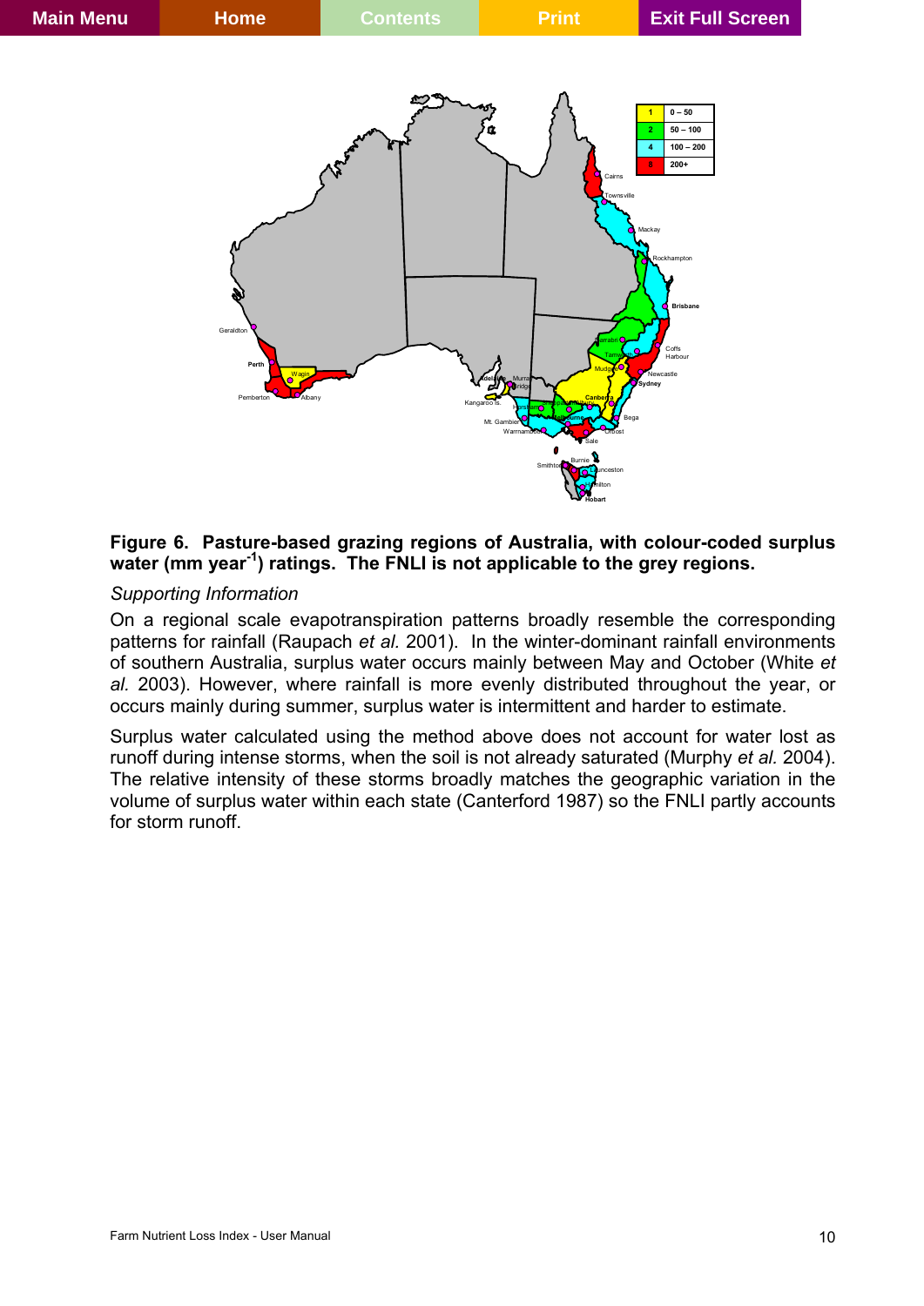**Figure 6. Pasture-based grazing regions of Australia, with colour-coded surplus water (mm year$^{-1}$) ratings. The FNLI is not applicable to the grey regions.**

*Supporting Information*

On a regional scale evapotranspiration patterns broadly resemble the corresponding patterns for rainfall (Raupach *et al.* 2001). In the winter-dominant rainfall environments of southern Australia, surplus water occurs mainly between May and October (White *et al.* 2003). However, where rainfall is more evenly distributed throughout the year, or occurs mainly during summer, surplus water is intermittent and harder to estimate.

Surplus water calculated using the method above does not account for water lost as runoff during intense storms, when the soil is not already saturated (Murphy *et al.* 2004). The relative intensity of these storms broadly matches the geographic variation in the volume of surplus water within each state (Canterford 1987) so the FNLI partly accounts for storm runoff.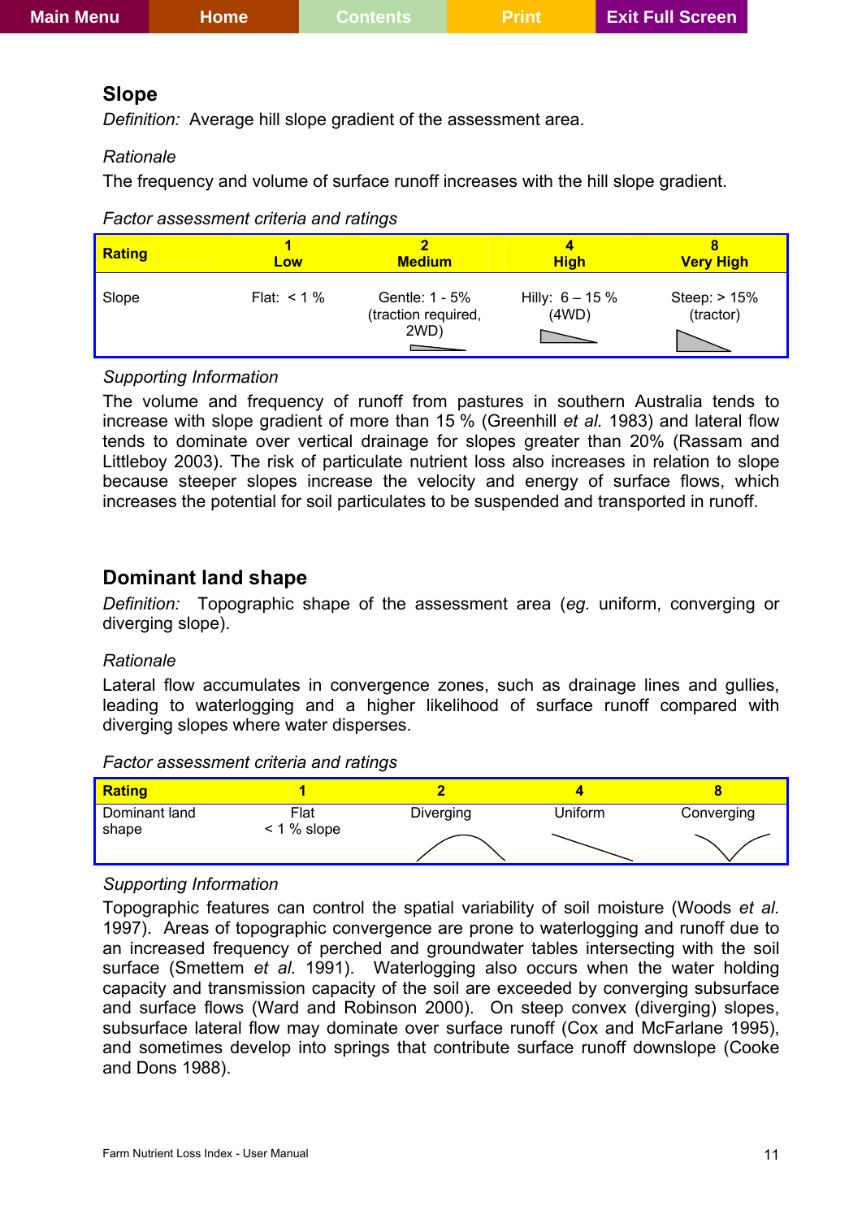## Slope

*Definition:* Average hill slope gradient of the assessment area.

*Rationale*

The frequency and volume of surface runoff increases with the hill slope gradient.

*Factor assessment criteria and ratings*

| Rating | 1 Low | 2 Medium | 4 High | 8 Very High |
|---|---|---|---|---|
| Slope | Flat: < 1 % | Gentle: 1 - 5% (traction required, 2WD) | Hilly: 6 – 15 % (4WD) | Steep: > 15% (tractor) |

*Supporting Information*

The volume and frequency of runoff from pastures in southern Australia tends to increase with slope gradient of more than 15 % (Greenhill *et al.* 1983) and lateral flow tends to dominate over vertical drainage for slopes greater than 20% (Rassam and Littleboy 2003). The risk of particulate nutrient loss also increases in relation to slope because steeper slopes increase the velocity and energy of surface flows, which increases the potential for soil particulates to be suspended and transported in runoff.

## Dominant land shape

*Definition:* Topographic shape of the assessment area (*eg.* uniform, converging or diverging slope).

*Rationale*

Lateral flow accumulates in convergence zones, such as drainage lines and gullies, leading to waterlogging and a higher likelihood of surface runoff compared with diverging slopes where water disperses.

*Factor assessment criteria and ratings*

| Rating | 1 | 2 | 4 | 8 |
|---|---|---|---|---|
| Dominant land shape | Flat < 1 % slope | Diverging | Uniform | Converging |

*Supporting Information*

Topographic features can control the spatial variability of soil moisture (Woods *et al.* 1997). Areas of topographic convergence are prone to waterlogging and runoff due to an increased frequency of perched and groundwater tables intersecting with the soil surface (Smettem *et al.* 1991). Waterlogging also occurs when the water holding capacity and transmission capacity of the soil are exceeded by converging subsurface and surface flows (Ward and Robinson 2000). On steep convex (diverging) slopes, subsurface lateral flow may dominate over surface runoff (Cox and McFarlane 1995), and sometimes develop into springs that contribute surface runoff downslope (Cooke and Dons 1988).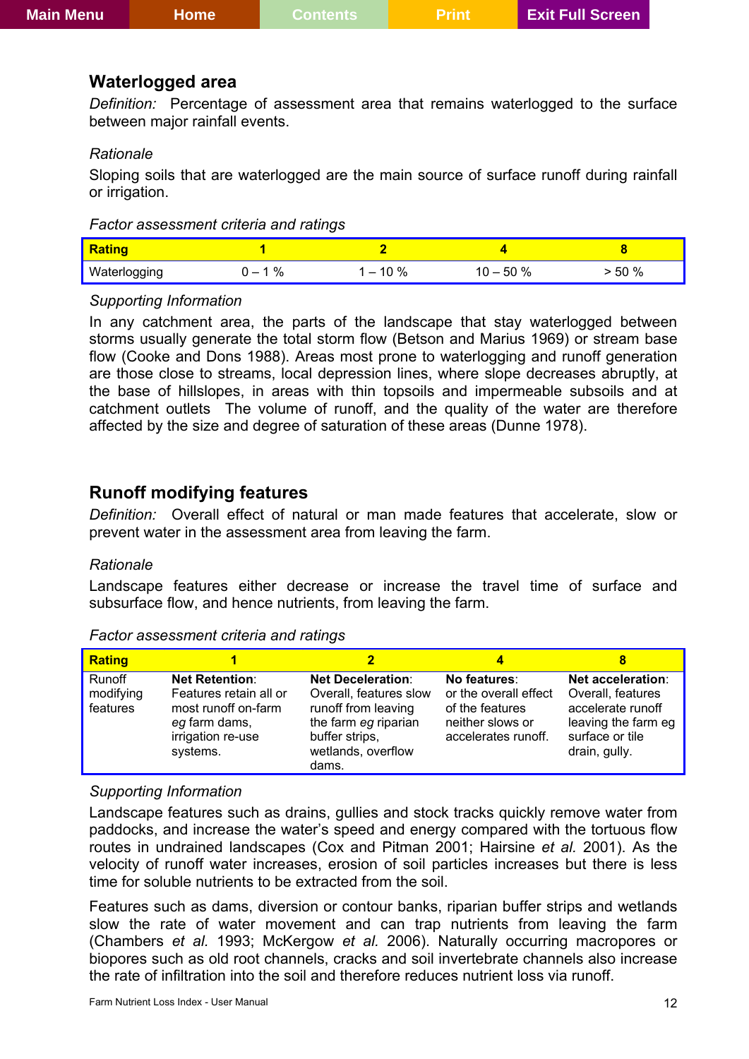## Waterlogged area

*Definition:* Percentage of assessment area that remains waterlogged to the surface between major rainfall events.

*Rationale*

Sloping soils that are waterlogged are the main source of surface runoff during rainfall or irrigation.

*Factor assessment criteria and ratings*

| Rating | 1 | 2 | 4 | 8 |
|---|---|---|---|---|
| Waterlogging | 0 – 1 % | 1 – 10 % | 10 – 50 % | > 50 % |

*Supporting Information*

In any catchment area, the parts of the landscape that stay waterlogged between storms usually generate the total storm flow (Betson and Marius 1969) or stream base flow (Cooke and Dons 1988). Areas most prone to waterlogging and runoff generation are those close to streams, local depression lines, where slope decreases abruptly, at the base of hillslopes, in areas with thin topsoils and impermeable subsoils and at catchment outlets The volume of runoff, and the quality of the water are therefore affected by the size and degree of saturation of these areas (Dunne 1978).

## Runoff modifying features

*Definition:* Overall effect of natural or man made features that accelerate, slow or prevent water in the assessment area from leaving the farm.

*Rationale*

Landscape features either decrease or increase the travel time of surface and subsurface flow, and hence nutrients, from leaving the farm.

*Factor assessment criteria and ratings*

| Rating | 1 | 2 | 4 | 8 |
|---|---|---|---|---|
| Runoff modifying features | **Net Retention**: Features retain all or most runoff on-farm *eg* farm dams, irrigation re-use systems. | **Net Deceleration**: Overall, features slow runoff from leaving the farm *eg* riparian buffer strips, wetlands, overflow dams. | **No features**: or the overall effect of the features neither slows or accelerates runoff. | **Net acceleration**: Overall, features accelerate runoff leaving the farm eg surface or tile drain, gully. |

*Supporting Information*

Landscape features such as drains, gullies and stock tracks quickly remove water from paddocks, and increase the water's speed and energy compared with the tortuous flow routes in undrained landscapes (Cox and Pitman 2001; Hairsine *et al.* 2001). As the velocity of runoff water increases, erosion of soil particles increases but there is less time for soluble nutrients to be extracted from the soil.

Features such as dams, diversion or contour banks, riparian buffer strips and wetlands slow the rate of water movement and can trap nutrients from leaving the farm (Chambers *et al.* 1993; McKergow *et al.* 2006). Naturally occurring macropores or biopores such as old root channels, cracks and soil invertebrate channels also increase the rate of infiltration into the soil and therefore reduces nutrient loss via runoff.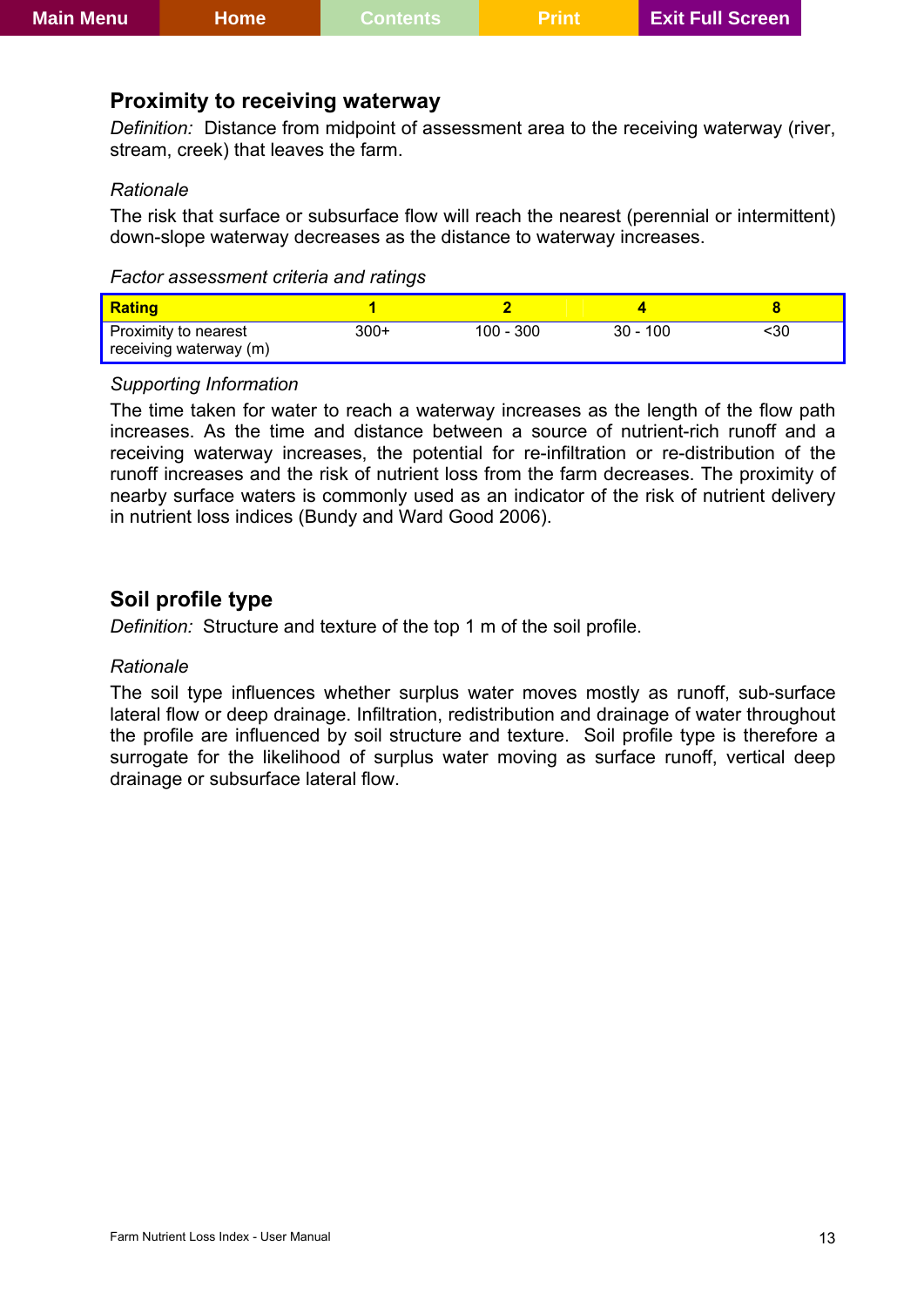## Proximity to receiving waterway

*Definition:* Distance from midpoint of assessment area to the receiving waterway (river, stream, creek) that leaves the farm.

*Rationale*

The risk that surface or subsurface flow will reach the nearest (perennial or intermittent) down-slope waterway decreases as the distance to waterway increases.

*Factor assessment criteria and ratings*

| Rating | 1 | 2 | 4 | 8 |
|---|---|---|---|---|
| Proximity to nearest receiving waterway (m) | 300+ | 100 - 300 | 30 - 100 | <30 |

*Supporting Information*

The time taken for water to reach a waterway increases as the length of the flow path increases. As the time and distance between a source of nutrient-rich runoff and a receiving waterway increases, the potential for re-infiltration or re-distribution of the runoff increases and the risk of nutrient loss from the farm decreases. The proximity of nearby surface waters is commonly used as an indicator of the risk of nutrient delivery in nutrient loss indices (Bundy and Ward Good 2006).

## Soil profile type

*Definition:* Structure and texture of the top 1 m of the soil profile.

*Rationale*

The soil type influences whether surplus water moves mostly as runoff, sub-surface lateral flow or deep drainage. Infiltration, redistribution and drainage of water throughout the profile are influenced by soil structure and texture. Soil profile type is therefore a surrogate for the likelihood of surplus water moving as surface runoff, vertical deep drainage or subsurface lateral flow.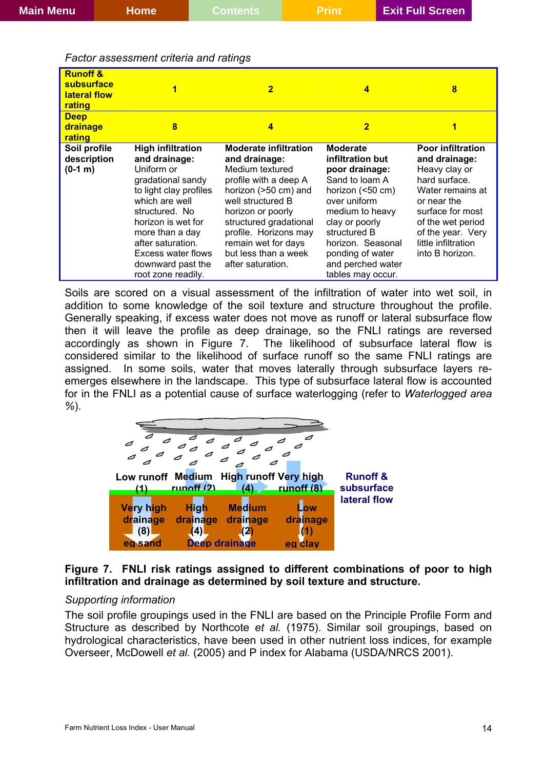*Factor assessment criteria and ratings*

| Runoff & subsurface lateral flow rating | 1 | 2 | 4 | 8 |
|---|---|---|---|---|
| Deep drainage rating | 8 | 4 | 2 | 1 |
| Soil profile description (0-1 m) | **High infiltration and drainage:** Uniform or gradational sandy to light clay profiles which are well structured. No horizon is wet for more than a day after saturation. Excess water flows downward past the root zone readily. | **Moderate infiltration and drainage:** Medium textured profile with a deep A horizon (>50 cm) and well structured B horizon or poorly structured gradational profile. Horizons may remain wet for days but less than a week after saturation. | **Moderate infiltration but poor drainage:** Sand to loam A horizon (<50 cm) over uniform medium to heavy clay or poorly structured B horizon. Seasonal ponding of water and perched water tables may occur. | **Poor infiltration and drainage:** Heavy clay or hard surface. Water remains at or near the surface for most of the wet period of the year. Very little infiltration into B horizon. |

Soils are scored on a visual assessment of the infiltration of water into wet soil, in addition to some knowledge of the soil texture and structure throughout the profile. Generally speaking, if excess water does not move as runoff or lateral subsurface flow then it will leave the profile as deep drainage, so the FNLI ratings are reversed accordingly as shown in Figure 7. The likelihood of subsurface lateral flow is considered similar to the likelihood of surface runoff so the same FNLI ratings are assigned. In some soils, water that moves laterally through subsurface layers re-emerges elsewhere in the landscape. This type of subsurface lateral flow is accounted for in the FNLI as a potential cause of surface waterlogging (refer to *Waterlogged area %*).

Low runoff (1) Medium runoff (2) High runoff (4) Very high runoff (8) Runoff & subsurface lateral flow

Very high drainage (8) High drainage (4) Medium drainage (2) Low drainage (1)

eg sand Deep drainage eg clay

**Figure 7. FNLI risk ratings assigned to different combinations of poor to high infiltration and drainage as determined by soil texture and structure.**

*Supporting information*

The soil profile groupings used in the FNLI are based on the Principle Profile Form and Structure as described by Northcote *et al.* (1975). Similar soil groupings, based on hydrological characteristics, have been used in other nutrient loss indices, for example Overseer, McDowell *et al.* (2005) and P index for Alabama (USDA/NRCS 2001).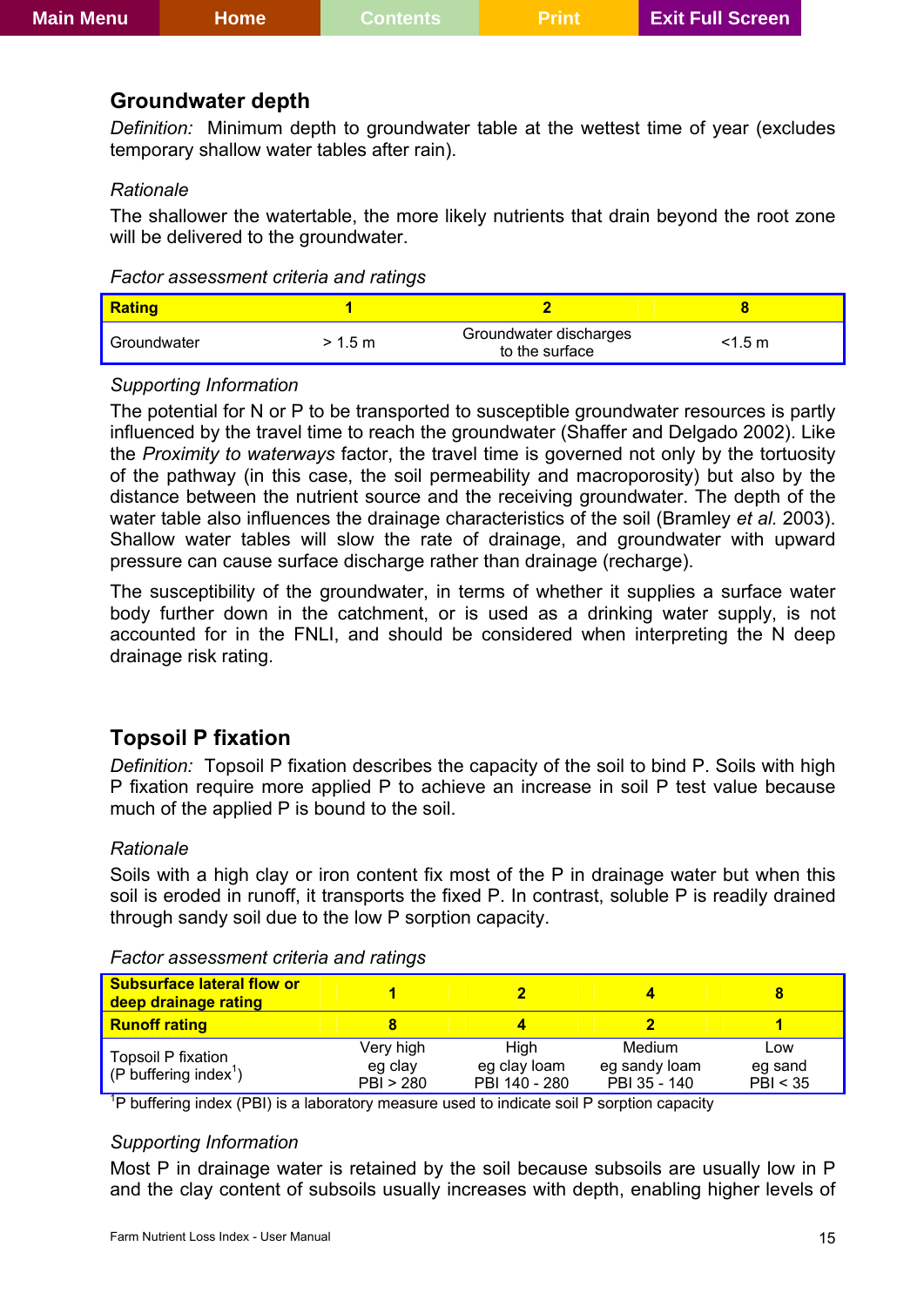## Groundwater depth

*Definition:* Minimum depth to groundwater table at the wettest time of year (excludes temporary shallow water tables after rain).

*Rationale*

The shallower the watertable, the more likely nutrients that drain beyond the root zone will be delivered to the groundwater.

*Factor assessment criteria and ratings*

| Rating | 1 | 2 | 8 |
|---|---|---|---|
| Groundwater | > 1.5 m | Groundwater discharges to the surface | <1.5 m |

*Supporting Information*

The potential for N or P to be transported to susceptible groundwater resources is partly influenced by the travel time to reach the groundwater (Shaffer and Delgado 2002). Like the *Proximity to waterways* factor, the travel time is governed not only by the tortuosity of the pathway (in this case, the soil permeability and macroporosity) but also by the distance between the nutrient source and the receiving groundwater. The depth of the water table also influences the drainage characteristics of the soil (Bramley *et al.* 2003). Shallow water tables will slow the rate of drainage, and groundwater with upward pressure can cause surface discharge rather than drainage (recharge).

The susceptibility of the groundwater, in terms of whether it supplies a surface water body further down in the catchment, or is used as a drinking water supply, is not accounted for in the FNLI, and should be considered when interpreting the N deep drainage risk rating.

## Topsoil P fixation

*Definition:* Topsoil P fixation describes the capacity of the soil to bind P. Soils with high P fixation require more applied P to achieve an increase in soil P test value because much of the applied P is bound to the soil.

*Rationale*

Soils with a high clay or iron content fix most of the P in drainage water but when this soil is eroded in runoff, it transports the fixed P. In contrast, soluble P is readily drained through sandy soil due to the low P sorption capacity.

*Factor assessment criteria and ratings*

| Subsurface lateral flow or deep drainage rating | 1 | 2 | 4 | 8 |
|---|---|---|---|---|
| **Runoff rating** | **8** | **4** | **2** | **1** |
| Topsoil P fixation (P buffering index[1]) | Very high eg clay PBI > 280 | High eg clay loam PBI 140 - 280 | Medium eg sandy loam PBI 35 - 140 | Low eg sand PBI < 35 |

[1]P buffering index (PBI) is a laboratory measure used to indicate soil P sorption capacity

*Supporting Information*

Most P in drainage water is retained by the soil because subsoils are usually low in P and the clay content of subsoils usually increases with depth, enabling higher levels of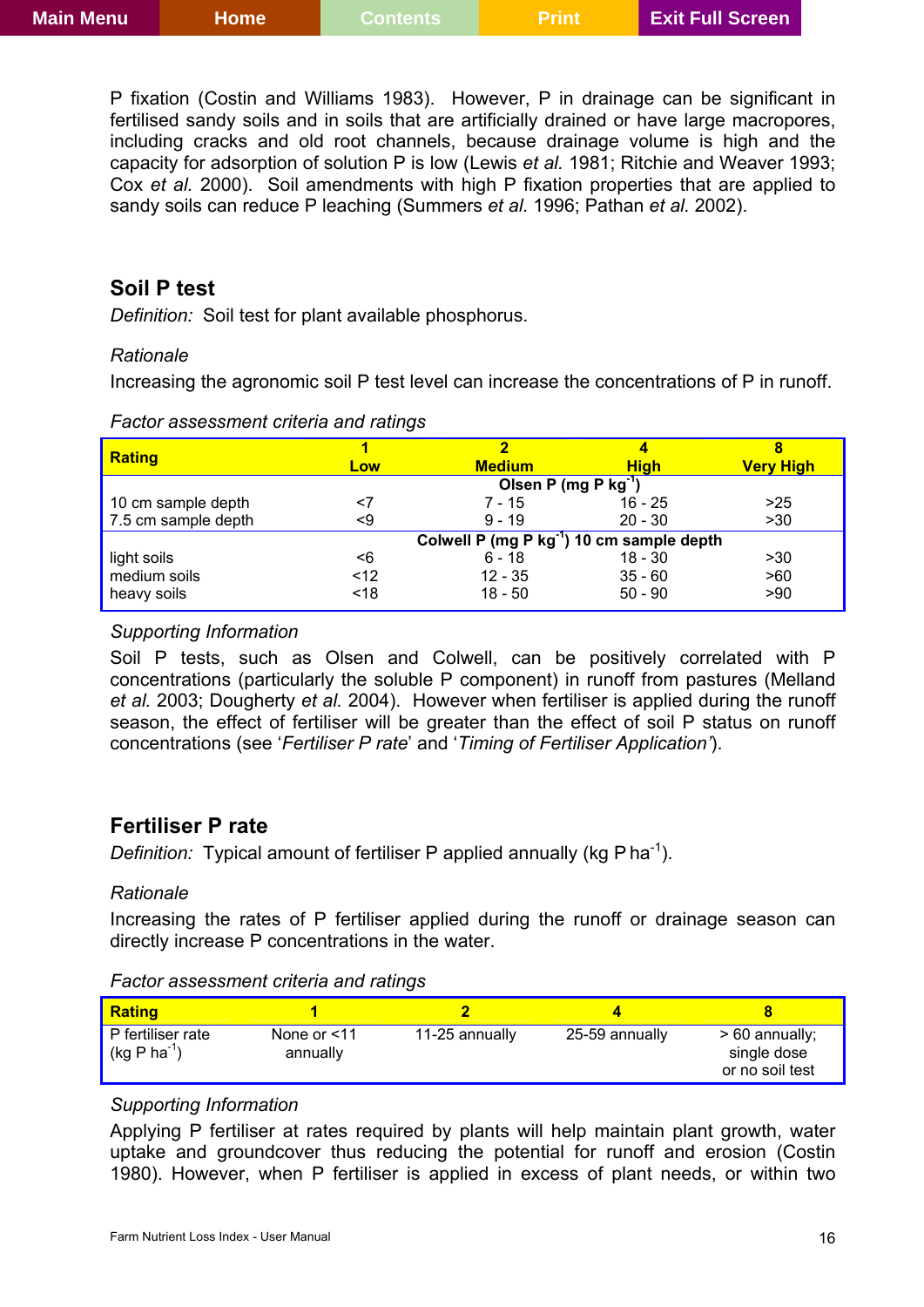P fixation (Costin and Williams 1983). However, P in drainage can be significant in fertilised sandy soils and in soils that are artificially drained or have large macropores, including cracks and old root channels, because drainage volume is high and the capacity for adsorption of solution P is low (Lewis *et al.* 1981; Ritchie and Weaver 1993; Cox *et al.* 2000). Soil amendments with high P fixation properties that are applied to sandy soils can reduce P leaching (Summers *et al.* 1996; Pathan *et al.* 2002).

## Soil P test

*Definition:* Soil test for plant available phosphorus.

*Rationale*

Increasing the agronomic soil P test level can increase the concentrations of P in runoff.

*Factor assessment criteria and ratings*

| Rating | 1<br>Low | 2<br>Medium | 4<br>High | 8<br>Very High |
|---|---|---|---|---|
| | | Olsen P (mg P $kg^{-1}$) | | |
| 10 cm sample depth | <7 | 7 - 15 | 16 - 25 | >25 |
| 7.5 cm sample depth | <9 | 9 - 19 | 20 - 30 | >30 |
| | | Colwell P (mg P $kg^{-1}$) 10 cm sample depth | | |
| light soils | <6 | 6 - 18 | 18 - 30 | >30 |
| medium soils | <12 | 12 - 35 | 35 - 60 | >60 |
| heavy soils | <18 | 18 - 50 | 50 - 90 | >90 |

*Supporting Information*

Soil P tests, such as Olsen and Colwell, can be positively correlated with P concentrations (particularly the soluble P component) in runoff from pastures (Melland *et al.* 2003; Dougherty *et al.* 2004). However when fertiliser is applied during the runoff season, the effect of fertiliser will be greater than the effect of soil P status on runoff concentrations (see '*Fertiliser P rate*' and '*Timing of Fertiliser Application*').

## Fertiliser P rate

*Definition:* Typical amount of fertiliser P applied annually (kg P $ha^{-1}$).

*Rationale*

Increasing the rates of P fertiliser applied during the runoff or drainage season can directly increase P concentrations in the water.

*Factor assessment criteria and ratings*

| Rating | 1 | 2 | 4 | 8 |
|---|---|---|---|---|
| P fertiliser rate (kg P $ha^{-1}$) | None or <11 annually | 11-25 annually | 25-59 annually | > 60 annually; single dose or no soil test |

*Supporting Information*

Applying P fertiliser at rates required by plants will help maintain plant growth, water uptake and groundcover thus reducing the potential for runoff and erosion (Costin 1980). However, when P fertiliser is applied in excess of plant needs, or within two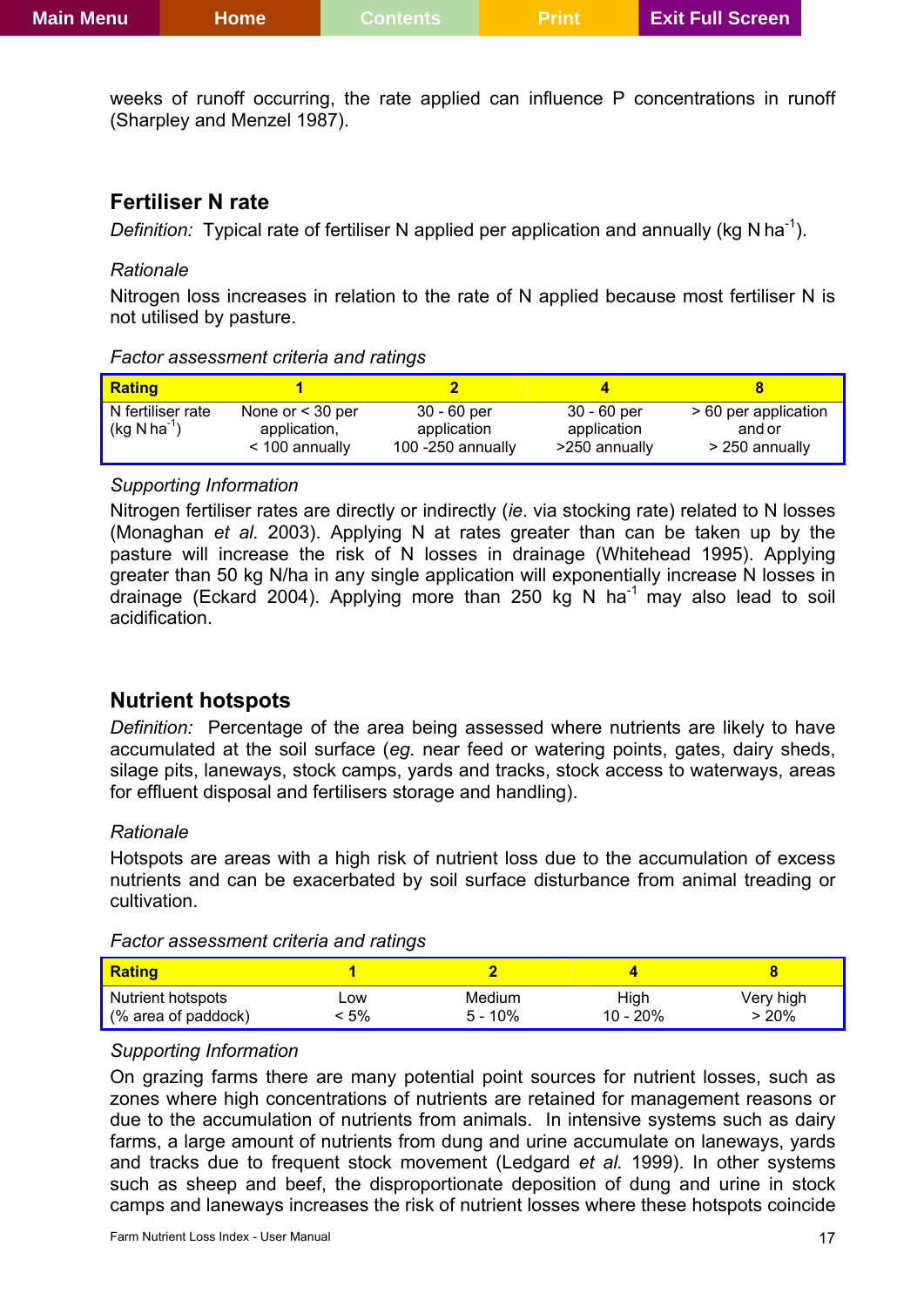weeks of runoff occurring, the rate applied can influence P concentrations in runoff (Sharpley and Menzel 1987).

## Fertiliser N rate

*Definition:* Typical rate of fertiliser N applied per application and annually (kg N $ha^{-1}$).

*Rationale*

Nitrogen loss increases in relation to the rate of N applied because most fertiliser N is not utilised by pasture.

*Factor assessment criteria and ratings*

| Rating | 1 | 2 | 4 | 8 |
|---|---|---|---|---|
| N fertiliser rate (kg N $ha^{-1}$) | None or < 30 per application, < 100 annually | 30 - 60 per application 100 -250 annually | 30 - 60 per application >250 annually | > 60 per application and or > 250 annually |

*Supporting Information*

Nitrogen fertiliser rates are directly or indirectly (*ie.* via stocking rate) related to N losses (Monaghan *et al.* 2003). Applying N at rates greater than can be taken up by the pasture will increase the risk of N losses in drainage (Whitehead 1995). Applying greater than 50 kg N/ha in any single application will exponentially increase N losses in drainage (Eckard 2004). Applying more than 250 kg N $ha^{-1}$ may also lead to soil acidification.

## Nutrient hotspots

*Definition:* Percentage of the area being assessed where nutrients are likely to have accumulated at the soil surface (*eg.* near feed or watering points, gates, dairy sheds, silage pits, laneways, stock camps, yards and tracks, stock access to waterways, areas for effluent disposal and fertilisers storage and handling).

*Rationale*

Hotspots are areas with a high risk of nutrient loss due to the accumulation of excess nutrients and can be exacerbated by soil surface disturbance from animal treading or cultivation.

*Factor assessment criteria and ratings*

| Rating | 1 | 2 | 4 | 8 |
|---|---|---|---|---|
| Nutrient hotspots (% area of paddock) | Low < 5% | Medium 5 - 10% | High 10 - 20% | Very high > 20% |

*Supporting Information*

On grazing farms there are many potential point sources for nutrient losses, such as zones where high concentrations of nutrients are retained for management reasons or due to the accumulation of nutrients from animals. In intensive systems such as dairy farms, a large amount of nutrients from dung and urine accumulate on laneways, yards and tracks due to frequent stock movement (Ledgard *et al.* 1999). In other systems such as sheep and beef, the disproportionate deposition of dung and urine in stock camps and laneways increases the risk of nutrient losses where these hotspots coincide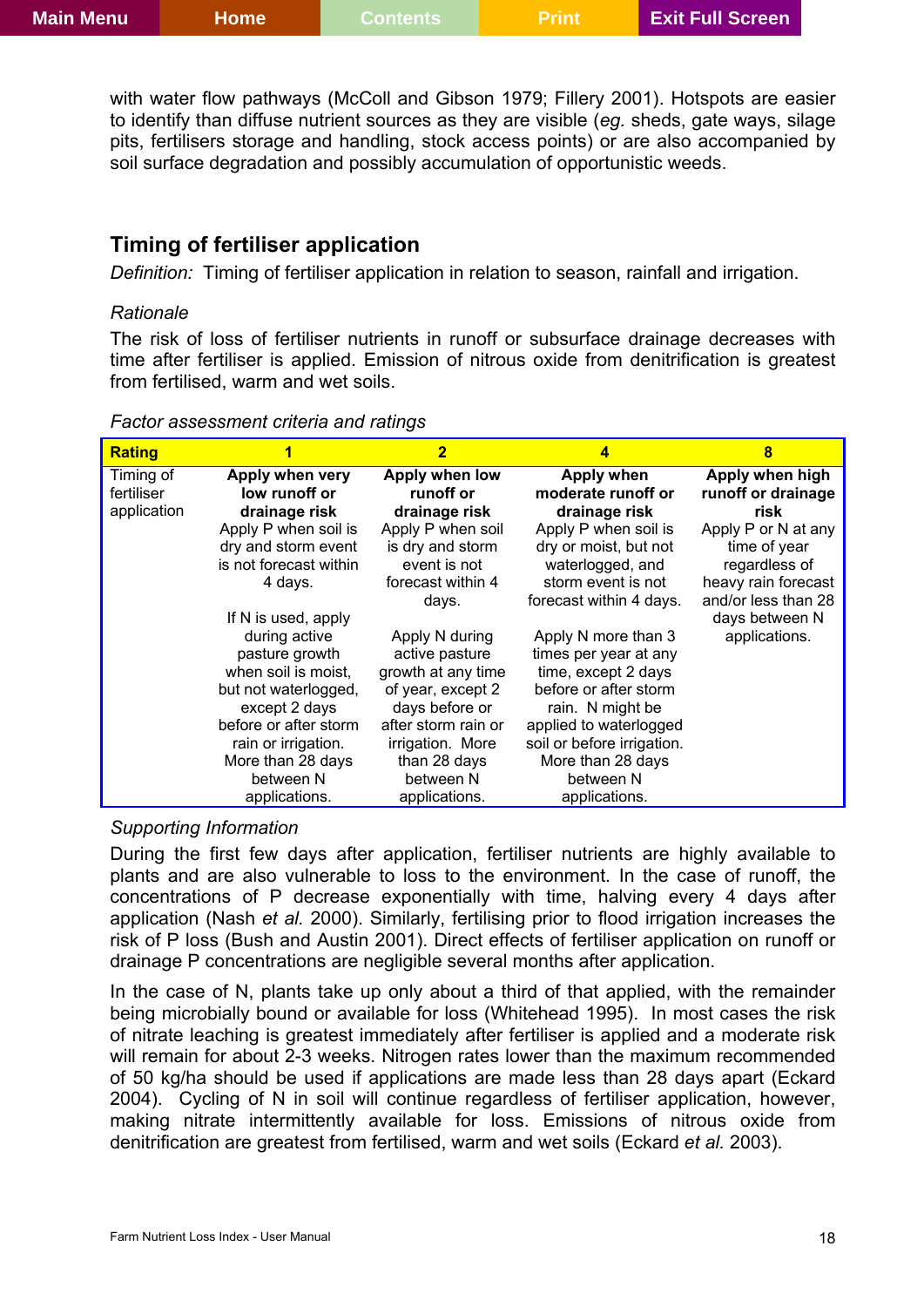with water flow pathways (McColl and Gibson 1979; Fillery 2001). Hotspots are easier to identify than diffuse nutrient sources as they are visible (*eg.* sheds, gate ways, silage pits, fertilisers storage and handling, stock access points) or are also accompanied by soil surface degradation and possibly accumulation of opportunistic weeds.

## Timing of fertiliser application

*Definition:* Timing of fertiliser application in relation to season, rainfall and irrigation.

*Rationale*

The risk of loss of fertiliser nutrients in runoff or subsurface drainage decreases with time after fertiliser is applied. Emission of nitrous oxide from denitrification is greatest from fertilised, warm and wet soils.

*Factor assessment criteria and ratings*

| Rating | 1 | 2 | 4 | 8 |
|---|---|---|---|---|
| Timing of fertiliser application | **Apply when very low runoff or drainage risk** Apply P when soil is dry and storm event is not forecast within 4 days. If N is used, apply during active pasture growth when soil is moist, but not waterlogged, except 2 days before or after storm rain or irrigation. More than 28 days between N applications. | **Apply when low runoff or drainage risk** Apply P when soil is dry and storm event is not forecast within 4 days. Apply N during active pasture growth at any time of year, except 2 days before or after storm rain or irrigation. More than 28 days between N applications. | **Apply when moderate runoff or drainage risk** Apply P when soil is dry or moist, but not waterlogged, and storm event is not forecast within 4 days. Apply N more than 3 times per year at any time, except 2 days before or after storm rain. N might be applied to waterlogged soil or before irrigation. More than 28 days between N applications. | **Apply when high runoff or drainage risk** Apply P or N at any time of year regardless of heavy rain forecast and/or less than 28 days between N applications. |

*Supporting Information*

During the first few days after application, fertiliser nutrients are highly available to plants and are also vulnerable to loss to the environment. In the case of runoff, the concentrations of P decrease exponentially with time, halving every 4 days after application (Nash *et al.* 2000). Similarly, fertilising prior to flood irrigation increases the risk of P loss (Bush and Austin 2001). Direct effects of fertiliser application on runoff or drainage P concentrations are negligible several months after application.

In the case of N, plants take up only about a third of that applied, with the remainder being microbially bound or available for loss (Whitehead 1995). In most cases the risk of nitrate leaching is greatest immediately after fertiliser is applied and a moderate risk will remain for about 2-3 weeks. Nitrogen rates lower than the maximum recommended of 50 kg/ha should be used if applications are made less than 28 days apart (Eckard 2004). Cycling of N in soil will continue regardless of fertiliser application, however, making nitrate intermittently available for loss. Emissions of nitrous oxide from denitrification are greatest from fertilised, warm and wet soils (Eckard *et al.* 2003).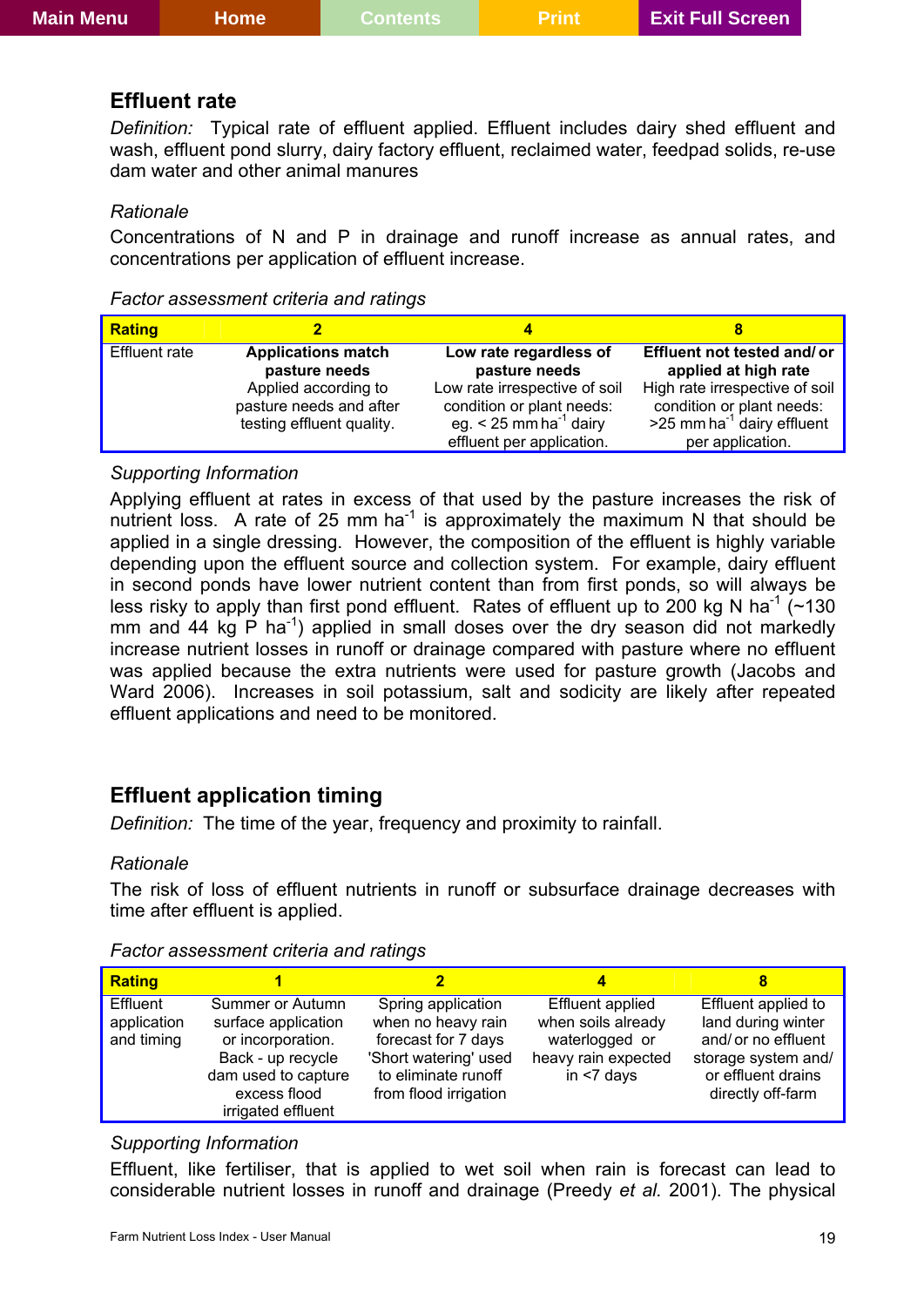## Effluent rate

*Definition:* Typical rate of effluent applied. Effluent includes dairy shed effluent and wash, effluent pond slurry, dairy factory effluent, reclaimed water, feedpad solids, re-use dam water and other animal manures

*Rationale*

Concentrations of N and P in drainage and runoff increase as annual rates, and concentrations per application of effluent increase.

*Factor assessment criteria and ratings*

| Rating | 2 | 4 | 8 |
|---|---|---|---|
| Effluent rate | **Applications match pasture needs** Applied according to pasture needs and after testing effluent quality. | **Low rate regardless of pasture needs** Low rate irrespective of soil condition or plant needs: eg. < 25 mm $ha^{-1}$ dairy effluent per application. | **Effluent not tested and/ or applied at high rate** High rate irrespective of soil condition or plant needs: >25 mm $ha^{-1}$ dairy effluent per application. |

*Supporting Information*

Applying effluent at rates in excess of that used by the pasture increases the risk of nutrient loss. A rate of 25 mm $ha^{-1}$ is approximately the maximum N that should be applied in a single dressing. However, the composition of the effluent is highly variable depending upon the effluent source and collection system. For example, dairy effluent in second ponds have lower nutrient content than from first ponds, so will always be less risky to apply than first pond effluent. Rates of effluent up to 200 kg N $ha^{-1}$ (~130 mm and 44 kg P $ha^{-1}$) applied in small doses over the dry season did not markedly increase nutrient losses in runoff or drainage compared with pasture where no effluent was applied because the extra nutrients were used for pasture growth (Jacobs and Ward 2006). Increases in soil potassium, salt and sodicity are likely after repeated effluent applications and need to be monitored.

## Effluent application timing

*Definition:* The time of the year, frequency and proximity to rainfall.

*Rationale*

The risk of loss of effluent nutrients in runoff or subsurface drainage decreases with time after effluent is applied.

*Factor assessment criteria and ratings*

| Rating | 1 | 2 | 4 | 8 |
|---|---|---|---|---|
| Effluent application and timing | Summer or Autumn surface application or incorporation. Back - up recycle dam used to capture excess flood irrigated effluent | Spring application when no heavy rain forecast for 7 days 'Short watering' used to eliminate runoff from flood irrigation | Effluent applied when soils already waterlogged or heavy rain expected in <7 days | Effluent applied to land during winter and/ or no effluent storage system and/ or effluent drains directly off-farm |

*Supporting Information*

Effluent, like fertiliser, that is applied to wet soil when rain is forecast can lead to considerable nutrient losses in runoff and drainage (Preedy *et al.* 2001). The physical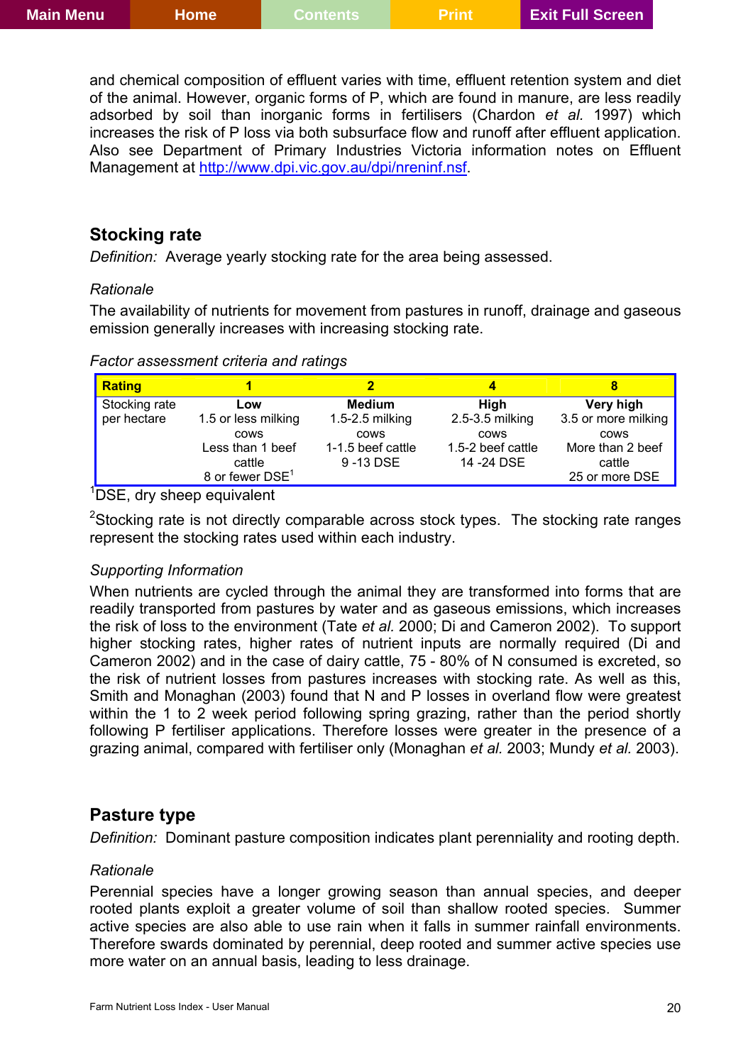and chemical composition of effluent varies with time, effluent retention system and diet of the animal. However, organic forms of P, which are found in manure, are less readily adsorbed by soil than inorganic forms in fertilisers (Chardon *et al.* 1997) which increases the risk of P loss via both subsurface flow and runoff after effluent application. Also see Department of Primary Industries Victoria information notes on Effluent Management at http://www.dpi.vic.gov.au/dpi/nreninf.nsf.

## Stocking rate

*Definition:* Average yearly stocking rate for the area being assessed.

*Rationale*

The availability of nutrients for movement from pastures in runoff, drainage and gaseous emission generally increases with increasing stocking rate.

*Factor assessment criteria and ratings*

| Rating | 1 | 2 | 4 | 8 |
|---|---|---|---|---|
| Stocking rate per hectare | **Low**<br>1.5 or less milking cows<br>Less than 1 beef cattle<br>8 or fewer DSE[1] | **Medium**<br>1.5-2.5 milking cows<br>1-1.5 beef cattle<br>9 -13 DSE | **High**<br>2.5-3.5 milking cows<br>1.5-2 beef cattle<br>14 -24 DSE | **Very high**<br>3.5 or more milking cows<br>More than 2 beef cattle<br>25 or more DSE |

[1]DSE, dry sheep equivalent

[2]Stocking rate is not directly comparable across stock types. The stocking rate ranges represent the stocking rates used within each industry.

*Supporting Information*

When nutrients are cycled through the animal they are transformed into forms that are readily transported from pastures by water and as gaseous emissions, which increases the risk of loss to the environment (Tate *et al.* 2000; Di and Cameron 2002). To support higher stocking rates, higher rates of nutrient inputs are normally required (Di and Cameron 2002) and in the case of dairy cattle, 75 - 80% of N consumed is excreted, so the risk of nutrient losses from pastures increases with stocking rate. As well as this, Smith and Monaghan (2003) found that N and P losses in overland flow were greatest within the 1 to 2 week period following spring grazing, rather than the period shortly following P fertiliser applications. Therefore losses were greater in the presence of a grazing animal, compared with fertiliser only (Monaghan *et al.* 2003; Mundy *et al.* 2003).

## Pasture type

*Definition:* Dominant pasture composition indicates plant perenniality and rooting depth.

*Rationale*

Perennial species have a longer growing season than annual species, and deeper rooted plants exploit a greater volume of soil than shallow rooted species. Summer active species are also able to use rain when it falls in summer rainfall environments. Therefore swards dominated by perennial, deep rooted and summer active species use more water on an annual basis, leading to less drainage.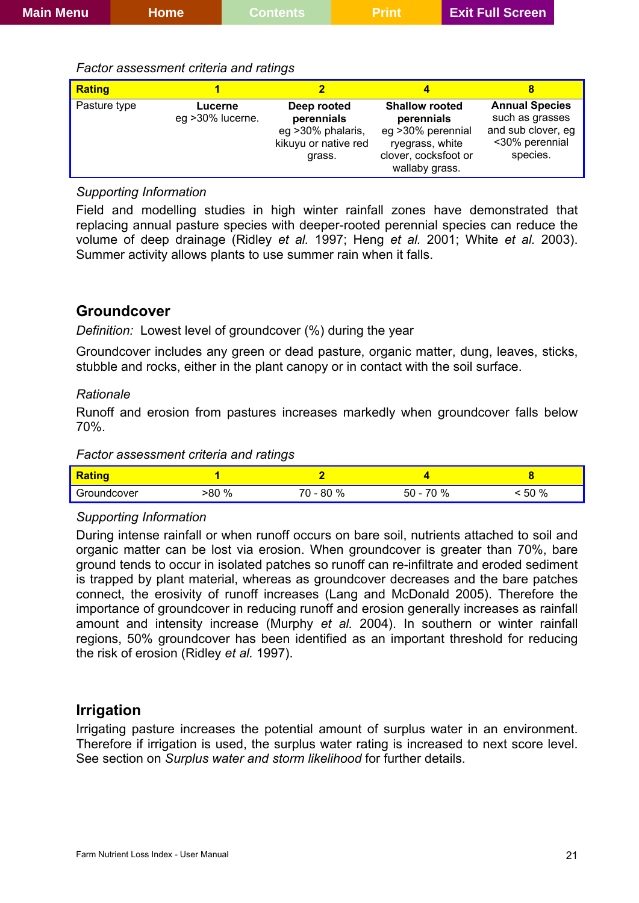*Factor assessment criteria and ratings*

| Rating | 1 | 2 | 4 | 8 |
|---|---|---|---|---|
| Pasture type | **Lucerne** eg >30% lucerne. | **Deep rooted perennials** eg >30% phalaris, kikuyu or native red grass. | **Shallow rooted perennials** eg >30% perennial ryegrass, white clover, cocksfoot or wallaby grass. | **Annual Species** such as grasses and sub clover, eg <30% perennial species. |

*Supporting Information*

Field and modelling studies in high winter rainfall zones have demonstrated that replacing annual pasture species with deeper-rooted perennial species can reduce the volume of deep drainage (Ridley *et al.* 1997; Heng *et al.* 2001; White *et al.* 2003). Summer activity allows plants to use summer rain when it falls.

## Groundcover

*Definition:* Lowest level of groundcover (%) during the year

Groundcover includes any green or dead pasture, organic matter, dung, leaves, sticks, stubble and rocks, either in the plant canopy or in contact with the soil surface.

*Rationale*

Runoff and erosion from pastures increases markedly when groundcover falls below 70%.

*Factor assessment criteria and ratings*

| Rating | 1 | 2 | 4 | 8 |
|---|---|---|---|---|
| Groundcover | >80 % | 70 - 80 % | 50 - 70 % | < 50 % |

*Supporting Information*

During intense rainfall or when runoff occurs on bare soil, nutrients attached to soil and organic matter can be lost via erosion. When groundcover is greater than 70%, bare ground tends to occur in isolated patches so runoff can re-infiltrate and eroded sediment is trapped by plant material, whereas as groundcover decreases and the bare patches connect, the erosivity of runoff increases (Lang and McDonald 2005). Therefore the importance of groundcover in reducing runoff and erosion generally increases as rainfall amount and intensity increase (Murphy *et al.* 2004). In southern or winter rainfall regions, 50% groundcover has been identified as an important threshold for reducing the risk of erosion (Ridley *et al.* 1997).

## Irrigation

Irrigating pasture increases the potential amount of surplus water in an environment. Therefore if irrigation is used, the surplus water rating is increased to next score level. See section on *Surplus water and storm likelihood* for further details.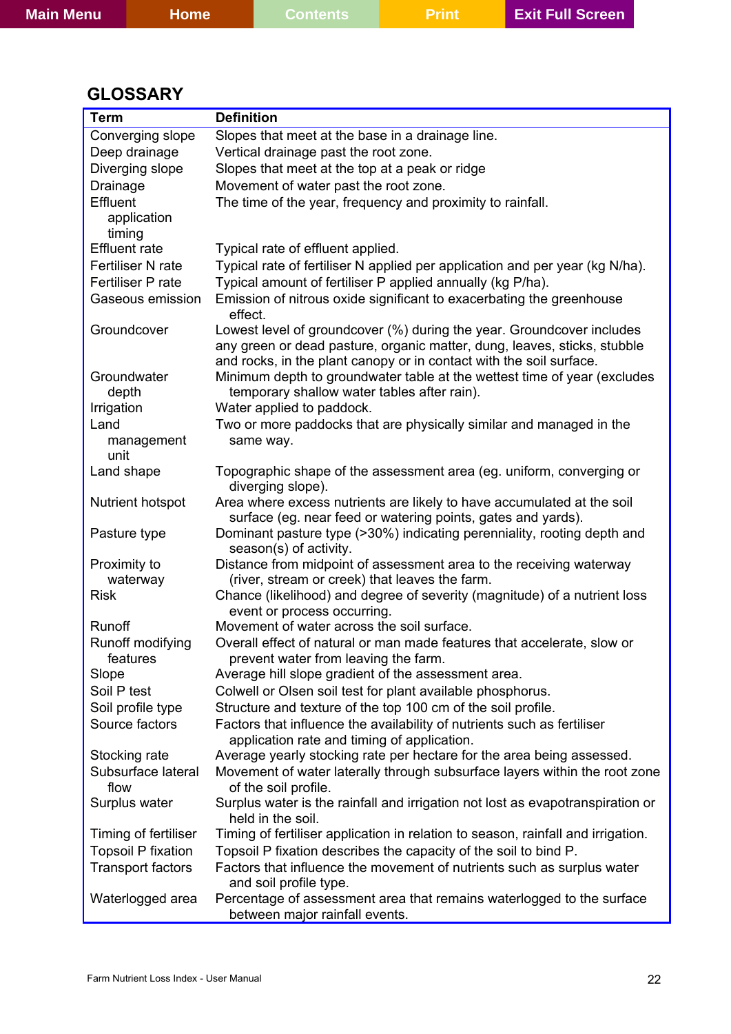## GLOSSARY

| Term | Definition |
|---|---|
| Converging slope | Slopes that meet at the base in a drainage line. |
| Deep drainage | Vertical drainage past the root zone. |
| Diverging slope | Slopes that meet at the top at a peak or ridge |
| Drainage | Movement of water past the root zone. |
| Effluent application timing | The time of the year, frequency and proximity to rainfall. |
| Effluent rate | Typical rate of effluent applied. |
| Fertiliser N rate | Typical rate of fertiliser N applied per application and per year (kg N/ha). |
| Fertiliser P rate | Typical amount of fertiliser P applied annually (kg P/ha). |
| Gaseous emission | Emission of nitrous oxide significant to exacerbating the greenhouse effect. |
| Groundcover | Lowest level of groundcover (%) during the year. Groundcover includes any green or dead pasture, organic matter, dung, leaves, sticks, stubble and rocks, in the plant canopy or in contact with the soil surface. |
| Groundwater depth | Minimum depth to groundwater table at the wettest time of year (excludes temporary shallow water tables after rain). |
| Irrigation | Water applied to paddock. |
| Land management unit | Two or more paddocks that are physically similar and managed in the same way. |
| Land shape | Topographic shape of the assessment area (eg. uniform, converging or diverging slope). |
| Nutrient hotspot | Area where excess nutrients are likely to have accumulated at the soil surface (eg. near feed or watering points, gates and yards). |
| Pasture type | Dominant pasture type (>30%) indicating perenniality, rooting depth and season(s) of activity. |
| Proximity to waterway | Distance from midpoint of assessment area to the receiving waterway (river, stream or creek) that leaves the farm. |
| Risk | Chance (likelihood) and degree of severity (magnitude) of a nutrient loss event or process occurring. |
| Runoff | Movement of water across the soil surface. |
| Runoff modifying features | Overall effect of natural or man made features that accelerate, slow or prevent water from leaving the farm. |
| Slope | Average hill slope gradient of the assessment area. |
| Soil P test | Colwell or Olsen soil test for plant available phosphorus. |
| Soil profile type | Structure and texture of the top 100 cm of the soil profile. |
| Source factors | Factors that influence the availability of nutrients such as fertiliser application rate and timing of application. |
| Stocking rate | Average yearly stocking rate per hectare for the area being assessed. |
| Subsurface lateral flow | Movement of water laterally through subsurface layers within the root zone of the soil profile. |
| Surplus water | Surplus water is the rainfall and irrigation not lost as evapotranspiration or held in the soil. |
| Timing of fertiliser | Timing of fertiliser application in relation to season, rainfall and irrigation. |
| Topsoil P fixation | Topsoil P fixation describes the capacity of the soil to bind P. |
| Transport factors | Factors that influence the movement of nutrients such as surplus water and soil profile type. |
| Waterlogged area | Percentage of assessment area that remains waterlogged to the surface between major rainfall events. |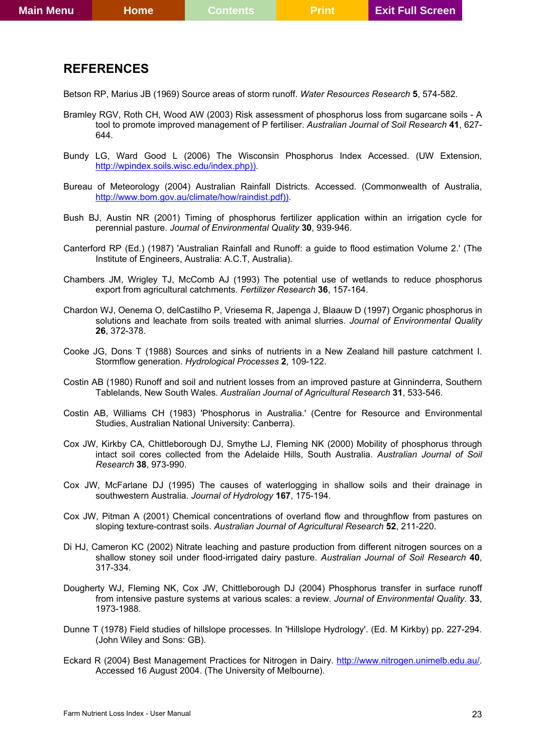## REFERENCES

Betson RP, Marius JB (1969) Source areas of storm runoff. *Water Resources Research* **5**, 574-582.

Bramley RGV, Roth CH, Wood AW (2003) Risk assessment of phosphorus loss from sugarcane soils - A tool to promote improved management of P fertiliser. *Australian Journal of Soil Research* **41**, 627-644.

Bundy LG, Ward Good L (2006) The Wisconsin Phosphorus Index Accessed. (UW Extension, http://wpindex.soils.wisc.edu/index.php)).

Bureau of Meteorology (2004) Australian Rainfall Districts. Accessed. (Commonwealth of Australia, http://www.bom.gov.au/climate/how/raindist.pdf)).

Bush BJ, Austin NR (2001) Timing of phosphorus fertilizer application within an irrigation cycle for perennial pasture. *Journal of Environmental Quality* **30**, 939-946.

Canterford RP (Ed.) (1987) 'Australian Rainfall and Runoff: a guide to flood estimation Volume 2.' (The Institute of Engineers, Australia: A.C.T, Australia).

Chambers JM, Wrigley TJ, McComb AJ (1993) The potential use of wetlands to reduce phosphorus export from agricultural catchments. *Fertilizer Research* **36**, 157-164.

Chardon WJ, Oenema O, delCastilho P, Vriesema R, Japenga J, Blaauw D (1997) Organic phosphorus in solutions and leachate from soils treated with animal slurries. *Journal of Environmental Quality* **26**, 372-378.

Cooke JG, Dons T (1988) Sources and sinks of nutrients in a New Zealand hill pasture catchment I. Stormflow generation. *Hydrological Processes* **2**, 109-122.

Costin AB (1980) Runoff and soil and nutrient losses from an improved pasture at Ginninderra, Southern Tablelands, New South Wales. *Australian Journal of Agricultural Research* **31**, 533-546.

Costin AB, Williams CH (1983) 'Phosphorus in Australia.' (Centre for Resource and Environmental Studies, Australian National University: Canberra).

Cox JW, Kirkby CA, Chittleborough DJ, Smythe LJ, Fleming NK (2000) Mobility of phosphorus through intact soil cores collected from the Adelaide Hills, South Australia. *Australian Journal of Soil Research* **38**, 973-990.

Cox JW, McFarlane DJ (1995) The causes of waterlogging in shallow soils and their drainage in southwestern Australia. *Journal of Hydrology* **167**, 175-194.

Cox JW, Pitman A (2001) Chemical concentrations of overland flow and throughflow from pastures on sloping texture-contrast soils. *Australian Journal of Agricultural Research* **52**, 211-220.

Di HJ, Cameron KC (2002) Nitrate leaching and pasture production from different nitrogen sources on a shallow stoney soil under flood-irrigated dairy pasture. *Australian Journal of Soil Research* **40**, 317-334.

Dougherty WJ, Fleming NK, Cox JW, Chittleborough DJ (2004) Phosphorus transfer in surface runoff from intensive pasture systems at various scales: a review. *Journal of Environmental Quality.* **33**, 1973-1988.

Dunne T (1978) Field studies of hillslope processes. In 'Hillslope Hydrology'. (Ed. M Kirkby) pp. 227-294. (John Wiley and Sons: GB).

Eckard R (2004) Best Management Practices for Nitrogen in Dairy. http://www.nitrogen.unimelb.edu.au/. Accessed 16 August 2004. (The University of Melbourne).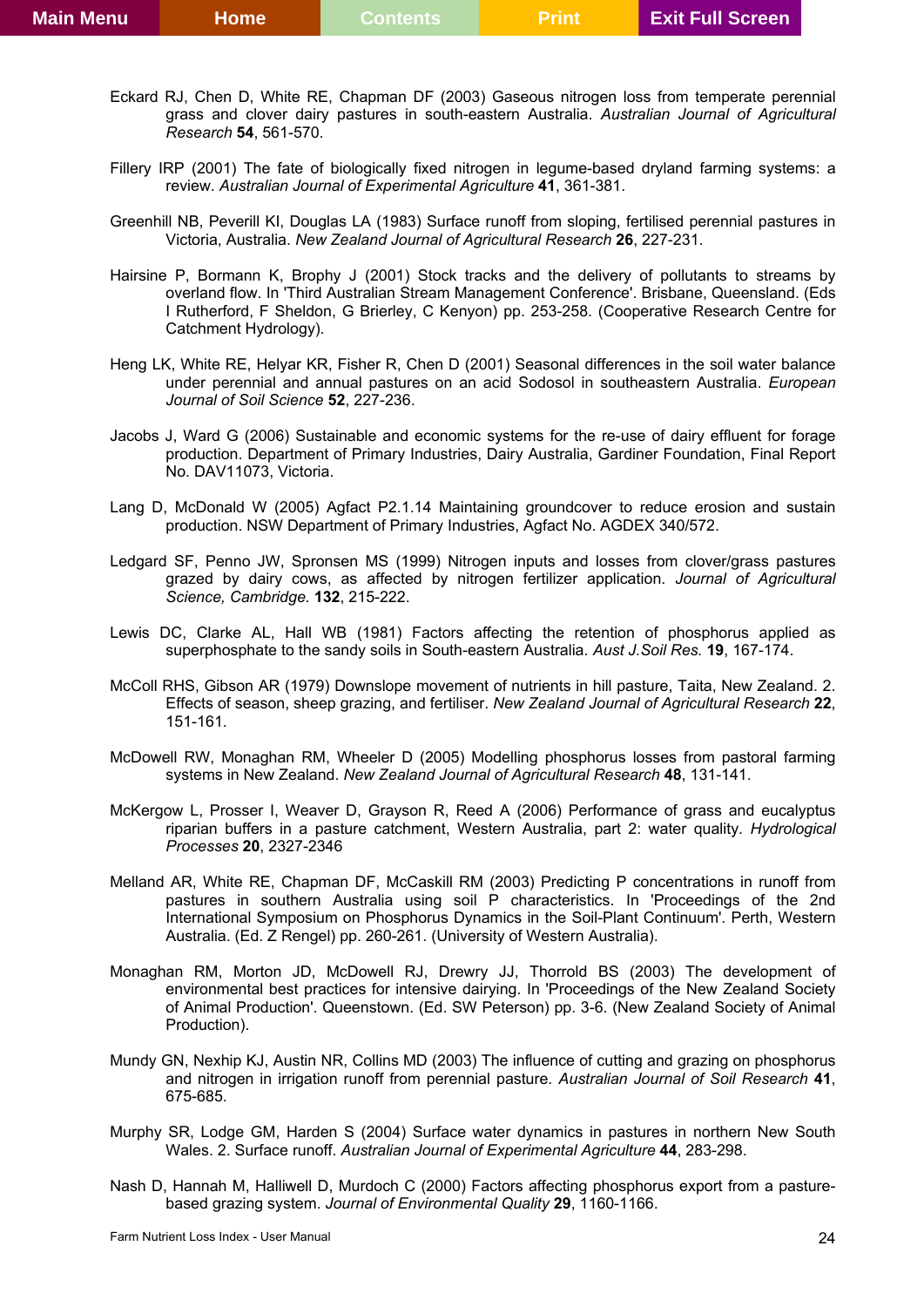Eckard RJ, Chen D, White RE, Chapman DF (2003) Gaseous nitrogen loss from temperate perennial grass and clover dairy pastures in south-eastern Australia. *Australian Journal of Agricultural Research* **54**, 561-570.

Fillery IRP (2001) The fate of biologically fixed nitrogen in legume-based dryland farming systems: a review. *Australian Journal of Experimental Agriculture* **41**, 361-381.

Greenhill NB, Peverill KI, Douglas LA (1983) Surface runoff from sloping, fertilised perennial pastures in Victoria, Australia. *New Zealand Journal of Agricultural Research* **26**, 227-231.

Hairsine P, Bormann K, Brophy J (2001) Stock tracks and the delivery of pollutants to streams by overland flow. In 'Third Australian Stream Management Conference'. Brisbane, Queensland. (Eds I Rutherford, F Sheldon, G Brierley, C Kenyon) pp. 253-258. (Cooperative Research Centre for Catchment Hydrology).

Heng LK, White RE, Helyar KR, Fisher R, Chen D (2001) Seasonal differences in the soil water balance under perennial and annual pastures on an acid Sodosol in southeastern Australia. *European Journal of Soil Science* **52**, 227-236.

Jacobs J, Ward G (2006) Sustainable and economic systems for the re-use of dairy effluent for forage production. Department of Primary Industries, Dairy Australia, Gardiner Foundation, Final Report No. DAV11073, Victoria.

Lang D, McDonald W (2005) Agfact P2.1.14 Maintaining groundcover to reduce erosion and sustain production. NSW Department of Primary Industries, Agfact No. AGDEX 340/572.

Ledgard SF, Penno JW, Spronsen MS (1999) Nitrogen inputs and losses from clover/grass pastures grazed by dairy cows, as affected by nitrogen fertilizer application. *Journal of Agricultural Science, Cambridge.* **132**, 215-222.

Lewis DC, Clarke AL, Hall WB (1981) Factors affecting the retention of phosphorus applied as superphosphate to the sandy soils in South-eastern Australia. *Aust J.Soil Res.* **19**, 167-174.

McColl RHS, Gibson AR (1979) Downslope movement of nutrients in hill pasture, Taita, New Zealand. 2. Effects of season, sheep grazing, and fertiliser. *New Zealand Journal of Agricultural Research* **22**, 151-161.

McDowell RW, Monaghan RM, Wheeler D (2005) Modelling phosphorus losses from pastoral farming systems in New Zealand. *New Zealand Journal of Agricultural Research* **48**, 131-141.

McKergow L, Prosser I, Weaver D, Grayson R, Reed A (2006) Performance of grass and eucalyptus riparian buffers in a pasture catchment, Western Australia, part 2: water quality. *Hydrological Processes* **20**, 2327-2346

Melland AR, White RE, Chapman DF, McCaskill RM (2003) Predicting P concentrations in runoff from pastures in southern Australia using soil P characteristics. In 'Proceedings of the 2nd International Symposium on Phosphorus Dynamics in the Soil-Plant Continuum'. Perth, Western Australia. (Ed. Z Rengel) pp. 260-261. (University of Western Australia).

Monaghan RM, Morton JD, McDowell RJ, Drewry JJ, Thorrold BS (2003) The development of environmental best practices for intensive dairying. In 'Proceedings of the New Zealand Society of Animal Production'. Queenstown. (Ed. SW Peterson) pp. 3-6. (New Zealand Society of Animal Production).

Mundy GN, Nexhip KJ, Austin NR, Collins MD (2003) The influence of cutting and grazing on phosphorus and nitrogen in irrigation runoff from perennial pasture. *Australian Journal of Soil Research* **41**, 675-685.

Murphy SR, Lodge GM, Harden S (2004) Surface water dynamics in pastures in northern New South Wales. 2. Surface runoff. *Australian Journal of Experimental Agriculture* **44**, 283-298.

Nash D, Hannah M, Halliwell D, Murdoch C (2000) Factors affecting phosphorus export from a pasture-based grazing system. *Journal of Environmental Quality* **29**, 1160-1166.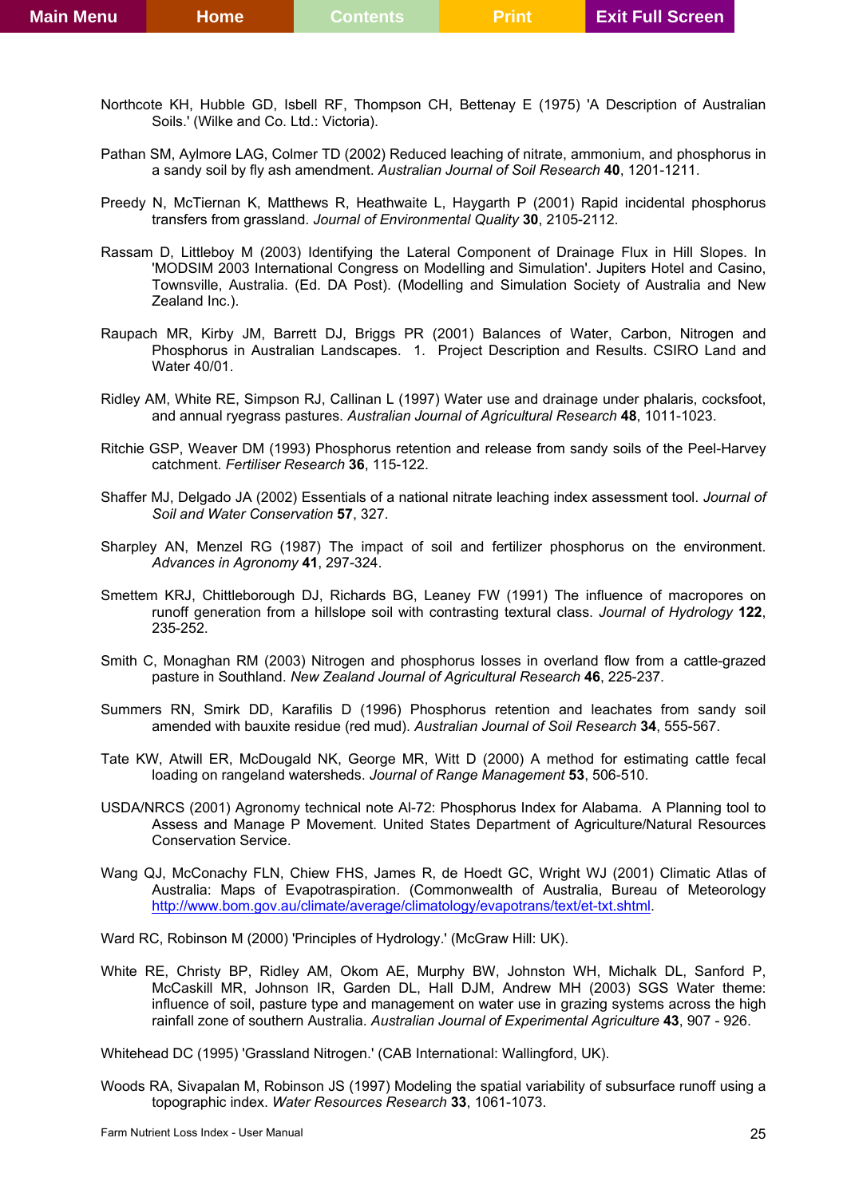Northcote KH, Hubble GD, Isbell RF, Thompson CH, Bettenay E (1975) 'A Description of Australian Soils.' (Wilke and Co. Ltd.: Victoria).

Pathan SM, Aylmore LAG, Colmer TD (2002) Reduced leaching of nitrate, ammonium, and phosphorus in a sandy soil by fly ash amendment. *Australian Journal of Soil Research* **40**, 1201-1211.

Preedy N, McTiernan K, Matthews R, Heathwaite L, Haygarth P (2001) Rapid incidental phosphorus transfers from grassland. *Journal of Environmental Quality* **30**, 2105-2112.

Rassam D, Littleboy M (2003) Identifying the Lateral Component of Drainage Flux in Hill Slopes. In 'MODSIM 2003 International Congress on Modelling and Simulation'. Jupiters Hotel and Casino, Townsville, Australia. (Ed. DA Post). (Modelling and Simulation Society of Australia and New Zealand Inc.).

Raupach MR, Kirby JM, Barrett DJ, Briggs PR (2001) Balances of Water, Carbon, Nitrogen and Phosphorus in Australian Landscapes. 1. Project Description and Results. CSIRO Land and Water 40/01.

Ridley AM, White RE, Simpson RJ, Callinan L (1997) Water use and drainage under phalaris, cocksfoot, and annual ryegrass pastures. *Australian Journal of Agricultural Research* **48**, 1011-1023.

Ritchie GSP, Weaver DM (1993) Phosphorus retention and release from sandy soils of the Peel-Harvey catchment. *Fertiliser Research* **36**, 115-122.

Shaffer MJ, Delgado JA (2002) Essentials of a national nitrate leaching index assessment tool. *Journal of Soil and Water Conservation* **57**, 327.

Sharpley AN, Menzel RG (1987) The impact of soil and fertilizer phosphorus on the environment. *Advances in Agronomy* **41**, 297-324.

Smettem KRJ, Chittleborough DJ, Richards BG, Leaney FW (1991) The influence of macropores on runoff generation from a hillslope soil with contrasting textural class. *Journal of Hydrology* **122**, 235-252.

Smith C, Monaghan RM (2003) Nitrogen and phosphorus losses in overland flow from a cattle-grazed pasture in Southland. *New Zealand Journal of Agricultural Research* **46**, 225-237.

Summers RN, Smirk DD, Karafilis D (1996) Phosphorus retention and leachates from sandy soil amended with bauxite residue (red mud). *Australian Journal of Soil Research* **34**, 555-567.

Tate KW, Atwill ER, McDougald NK, George MR, Witt D (2000) A method for estimating cattle fecal loading on rangeland watersheds. *Journal of Range Management* **53**, 506-510.

USDA/NRCS (2001) Agronomy technical note AI-72: Phosphorus Index for Alabama. A Planning tool to Assess and Manage P Movement. United States Department of Agriculture/Natural Resources Conservation Service.

Wang QJ, McConachy FLN, Chiew FHS, James R, de Hoedt GC, Wright WJ (2001) Climatic Atlas of Australia: Maps of Evapotraspiration. (Commonwealth of Australia, Bureau of Meteorology http://www.bom.gov.au/climate/average/climatology/evapotrans/text/et-txt.shtml.

Ward RC, Robinson M (2000) 'Principles of Hydrology.' (McGraw Hill: UK).

White RE, Christy BP, Ridley AM, Okom AE, Murphy BW, Johnston WH, Michalk DL, Sanford P, McCaskill MR, Johnson IR, Garden DL, Hall DJM, Andrew MH (2003) SGS Water theme: influence of soil, pasture type and management on water use in grazing systems across the high rainfall zone of southern Australia. *Australian Journal of Experimental Agriculture* **43**, 907 - 926.

Whitehead DC (1995) 'Grassland Nitrogen.' (CAB International: Wallingford, UK).

Woods RA, Sivapalan M, Robinson JS (1997) Modeling the spatial variability of subsurface runoff using a topographic index. *Water Resources Research* **33**, 1061-1073.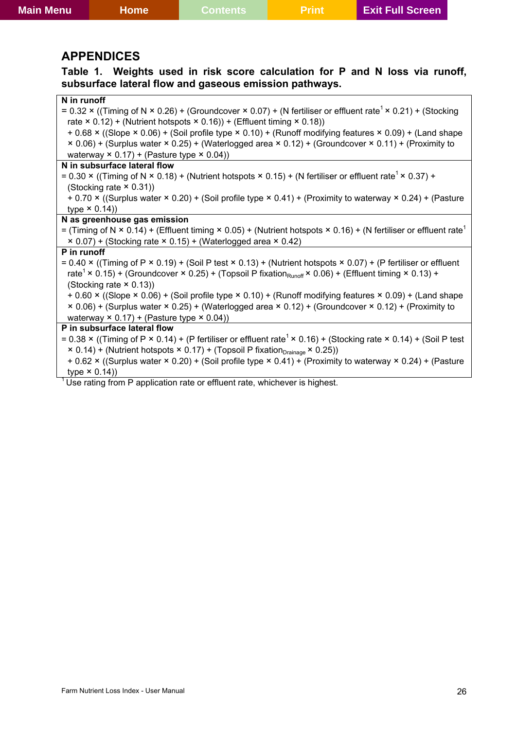# APPENDICES

**Table 1. Weights used in risk score calculation for P and N loss via runoff, subsurface lateral flow and gaseous emission pathways.**

| |
|---|
| **N in runoff** |
| = 0.32 × ((Timing of N × 0.26) + (Groundcover × 0.07) + (N fertiliser or effluent rate[1] × 0.21) + (Stocking rate × 0.12) + (Nutrient hotspots × 0.16)) + (Effluent timing × 0.18)) + 0.68 × ((Slope × 0.06) + (Soil profile type × 0.10) + (Runoff modifying features × 0.09) + (Land shape × 0.06) + (Surplus water × 0.25) + (Waterlogged area × 0.12) + (Groundcover × 0.11) + (Proximity to waterway × 0.17) + (Pasture type × 0.04)) |
| **N in subsurface lateral flow** |
| = 0.30 × ((Timing of N × 0.18) + (Nutrient hotspots × 0.15) + (N fertiliser or effluent rate[1] × 0.37) + (Stocking rate × 0.31)) + 0.70 × ((Surplus water × 0.20) + (Soil profile type × 0.41) + (Proximity to waterway × 0.24) + (Pasture type × 0.14)) |
| **N as greenhouse gas emission** |
| = (Timing of N × 0.14) + (Effluent timing × 0.05) + (Nutrient hotspots × 0.16) + (N fertiliser or effluent rate[1] × 0.07) + (Stocking rate × 0.15) + (Waterlogged area × 0.42) |
| **P in runoff** |
| = 0.40 × ((Timing of P × 0.19) + (Soil P test × 0.13) + (Nutrient hotspots × 0.07) + (P fertiliser or effluent rate[1] × 0.15) + (Groundcover × 0.25) + (Topsoil P fixation$_{Runoff}$ × 0.06) + (Effluent timing × 0.13) + (Stocking rate × 0.13)) + 0.60 × ((Slope × 0.06) + (Soil profile type × 0.10) + (Runoff modifying features × 0.09) + (Land shape × 0.06) + (Surplus water × 0.25) + (Waterlogged area × 0.12) + (Groundcover × 0.12) + (Proximity to waterway × 0.17) + (Pasture type × 0.04)) |
| **P in subsurface lateral flow** |
| = 0.38 × ((Timing of P × 0.14) + (P fertiliser or effluent rate[1] × 0.16) + (Stocking rate × 0.14) + (Soil P test × 0.14) + (Nutrient hotspots × 0.17) + (Topsoil P fixation$_{Drainage}$ × 0.25)) + 0.62 × ((Surplus water × 0.20) + (Soil profile type × 0.41) + (Proximity to waterway × 0.24) + (Pasture type × 0.14)) |

[1] Use rating from P application rate or effluent rate, whichever is highest.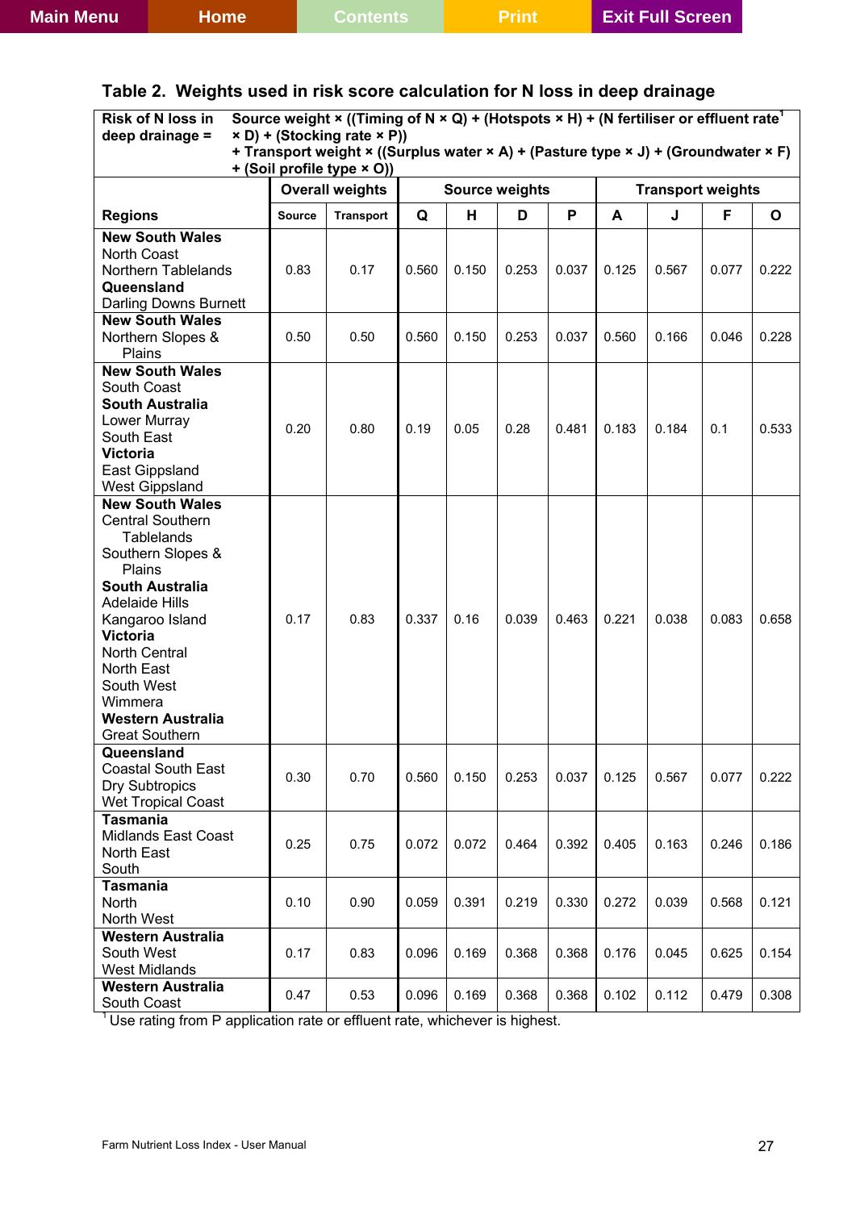## Table 2. Weights used in risk score calculation for N loss in deep drainage

**Risk of N loss in deep drainage =** **Source weight × ((Timing of N × Q) + (Hotspots × H) + (N fertiliser or effluent rate[1] × D) + (Stocking rate × P)) + Transport weight × ((Surplus water × A) + (Pasture type × J) + (Groundwater × F) + (Soil profile type × O))**

| Regions | Overall weights | | Source weights | | | | Transport weights | | | |
|---|---|---|---|---|---|---|---|---|---|---|
| | Source | Transport | Q | H | D | P | A | J | F | O |
| **New South Wales** North Coast, Northern Tablelands; **Queensland** Darling Downs Burnett | 0.83 | 0.17 | 0.560 | 0.150 | 0.253 | 0.037 | 0.125 | 0.567 | 0.077 | 0.222 |
| **New South Wales** Northern Slopes & Plains | 0.50 | 0.50 | 0.560 | 0.150 | 0.253 | 0.037 | 0.560 | 0.166 | 0.046 | 0.228 |
| **New South Wales** South Coast; **South Australia** Lower Murray, South East; **Victoria** East Gippsland, West Gippsland | 0.20 | 0.80 | 0.19 | 0.05 | 0.28 | 0.481 | 0.183 | 0.184 | 0.1 | 0.533 |
| **New South Wales** Central Southern Tablelands, Southern Slopes & Plains; **South Australia** Adelaide Hills, Kangaroo Island; **Victoria** North Central, North East, South West, Wimmera; **Western Australia** Great Southern | 0.17 | 0.83 | 0.337 | 0.16 | 0.039 | 0.463 | 0.221 | 0.038 | 0.083 | 0.658 |
| **Queensland** Coastal South East, Dry Subtropics, Wet Tropical Coast | 0.30 | 0.70 | 0.560 | 0.150 | 0.253 | 0.037 | 0.125 | 0.567 | 0.077 | 0.222 |
| **Tasmania** Midlands East Coast, North East, South | 0.25 | 0.75 | 0.072 | 0.072 | 0.464 | 0.392 | 0.405 | 0.163 | 0.246 | 0.186 |
| **Tasmania** North, North West | 0.10 | 0.90 | 0.059 | 0.391 | 0.219 | 0.330 | 0.272 | 0.039 | 0.568 | 0.121 |
| **Western Australia** South West, West Midlands | 0.17 | 0.83 | 0.096 | 0.169 | 0.368 | 0.368 | 0.176 | 0.045 | 0.625 | 0.154 |
| **Western Australia** South Coast | 0.47 | 0.53 | 0.096 | 0.169 | 0.368 | 0.368 | 0.102 | 0.112 | 0.479 | 0.308 |

[1] Use rating from P application rate or effluent rate, whichever is highest.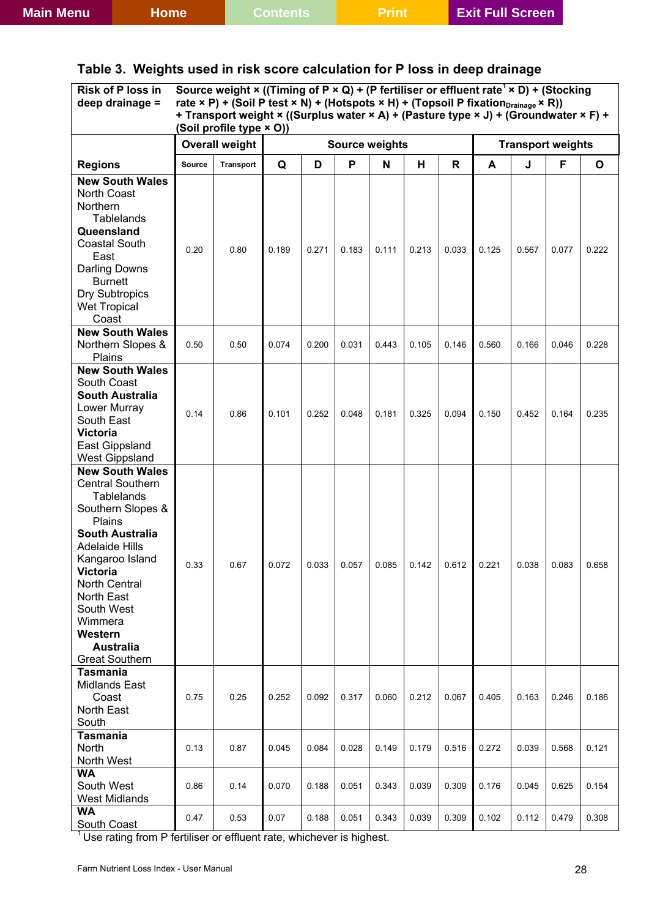## Table 3. Weights used in risk score calculation for P loss in deep drainage

| Risk of P loss in deep drainage = | Source weight × ((Timing of P × Q) + (P fertiliser or effluent rate[1] × D) + (Stocking rate × P) + (Soil P test × N) + (Hotspots × H) + (Topsoil P fixation$_{Drainage}$ × R)) + Transport weight × ((Surplus water × A) + (Pasture type × J) + (Groundwater × F) + (Soil profile type × O)) | | | | | | | | | | | |
|---|---|---|---|---|---|---|---|---|---|---|---|---|
| | **Overall weight** | | **Source weights** | | | | | | **Transport weights** | | | |
| **Regions** | **Source** | **Transport** | **Q** | **D** | **P** | **N** | **H** | **R** | **A** | **J** | **F** | **O** |
| **New South Wales** North Coast, Northern Tablelands **Queensland** Coastal South East, Darling Downs Burnett, Dry Subtropics, Wet Tropical Coast | 0.20 | 0.80 | 0.189 | 0.271 | 0.183 | 0.111 | 0.213 | 0.033 | 0.125 | 0.567 | 0.077 | 0.222 |
| **New South Wales** Northern Slopes & Plains | 0.50 | 0.50 | 0.074 | 0.200 | 0.031 | 0.443 | 0.105 | 0.146 | 0.560 | 0.166 | 0.046 | 0.228 |
| **New South Wales** South Coast **South Australia** Lower Murray, South East **Victoria** East Gippsland, West Gippsland | 0.14 | 0.86 | 0.101 | 0.252 | 0.048 | 0.181 | 0.325 | 0.094 | 0.150 | 0.452 | 0.164 | 0.235 |
| **New South Wales** Central Southern Tablelands, Southern Slopes & Plains **South Australia** Adelaide Hills, Kangaroo Island **Victoria** North Central, North East, South West, Wimmera **Western Australia** Great Southern | 0.33 | 0.67 | 0.072 | 0.033 | 0.057 | 0.085 | 0.142 | 0.612 | 0.221 | 0.038 | 0.083 | 0.658 |
| **Tasmania** Midlands East Coast, North East, South | 0.75 | 0.25 | 0.252 | 0.092 | 0.317 | 0.060 | 0.212 | 0.067 | 0.405 | 0.163 | 0.246 | 0.186 |
| **Tasmania** North, North West | 0.13 | 0.87 | 0.045 | 0.084 | 0.028 | 0.149 | 0.179 | 0.516 | 0.272 | 0.039 | 0.568 | 0.121 |
| **WA** South West, West Midlands | 0.86 | 0.14 | 0.070 | 0.188 | 0.051 | 0.343 | 0.039 | 0.309 | 0.176 | 0.045 | 0.625 | 0.154 |
| **WA** South Coast | 0.47 | 0.53 | 0.07 | 0.188 | 0.051 | 0.343 | 0.039 | 0.309 | 0.102 | 0.112 | 0.479 | 0.308 |

[1] Use rating from P fertiliser or effluent rate, whichever is highest.